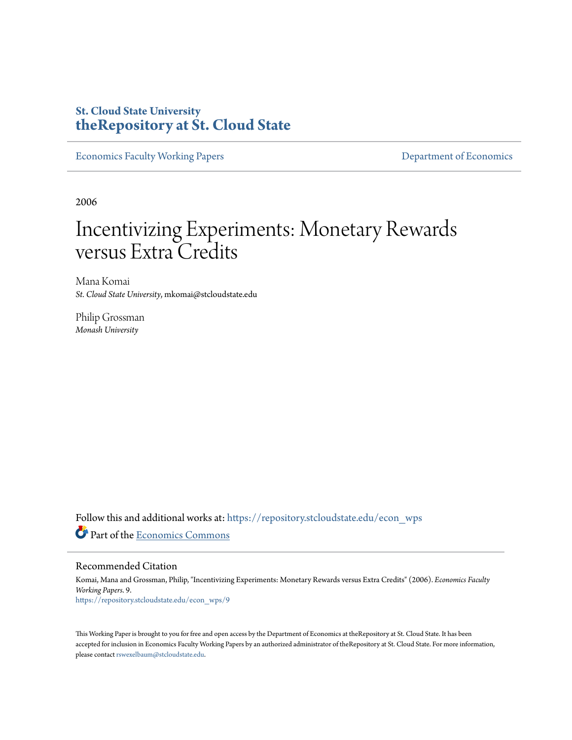**St. Cloud State University**
**theRepository at St. Cloud State**

Economics Faculty Working Papers | Department of Economics

2006

# Incentivizing Experiments: Monetary Rewards versus Extra Credits

Mana Komai
*St. Cloud State University*, mkomai@stcloudstate.edu

Philip Grossman
*Monash University*

Follow this and additional works at: https://repository.stcloudstate.edu/econ_wps

Part of the Economics Commons

## Recommended Citation

Komai, Mana and Grossman, Philip, "Incentivizing Experiments: Monetary Rewards versus Extra Credits" (2006). *Economics Faculty Working Papers*. 9.
https://repository.stcloudstate.edu/econ_wps/9

This Working Paper is brought to you for free and open access by the Department of Economics at theRepository at St. Cloud State. It has been accepted for inclusion in Economics Faculty Working Papers by an authorized administrator of theRepository at St. Cloud State. For more information, please contact rswexelbaum@stcloudstate.edu.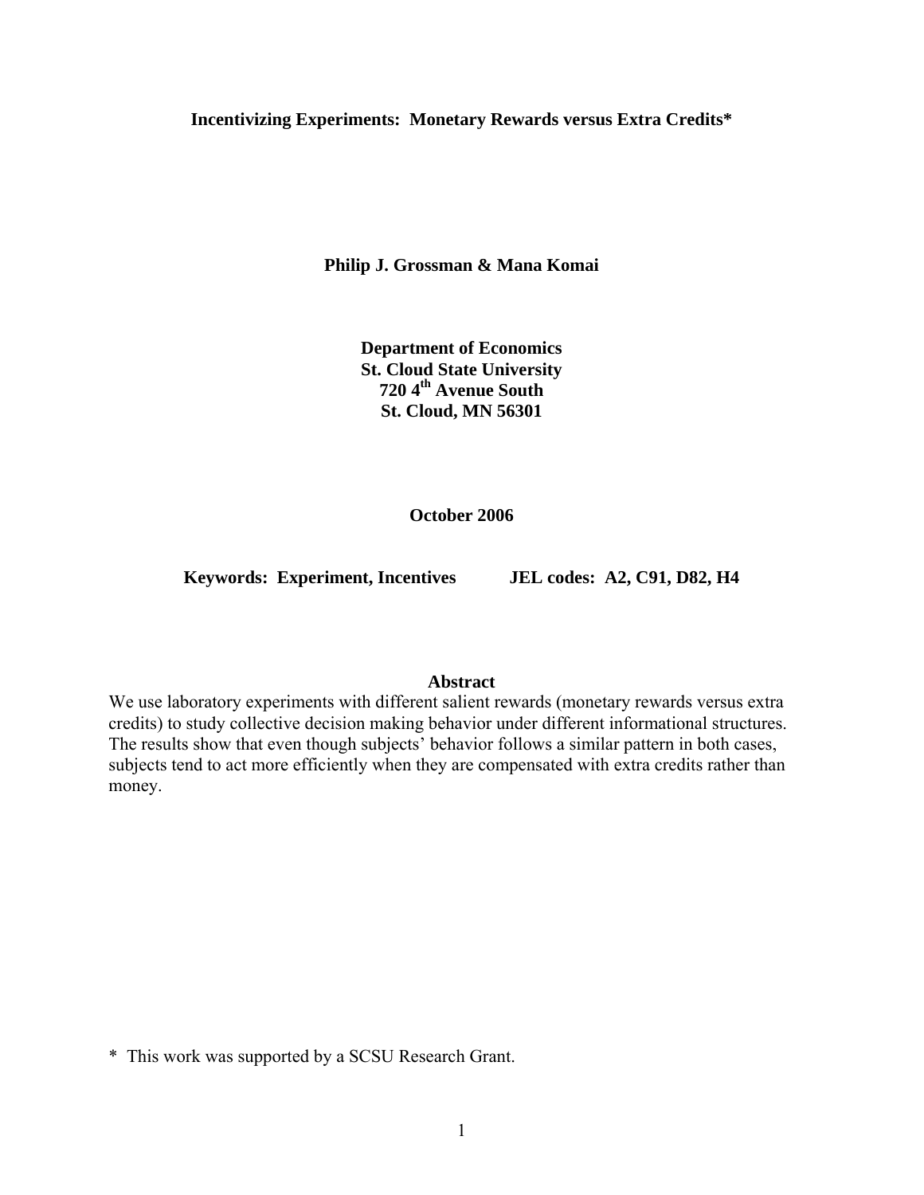**Incentivizing Experiments: Monetary Rewards versus Extra Credits***

**Philip J. Grossman & Mana Komai**

**Department of Economics**
**St. Cloud State University**
**720 4th Avenue South**
**St. Cloud, MN 56301**

**October 2006**

**Keywords: Experiment, Incentives** **JEL codes: A2, C91, D82, H4**

## Abstract

We use laboratory experiments with different salient rewards (monetary rewards versus extra credits) to study collective decision making behavior under different informational structures. The results show that even though subjects' behavior follows a similar pattern in both cases, subjects tend to act more efficiently when they are compensated with extra credits rather than money.

* This work was supported by a SCSU Research Grant.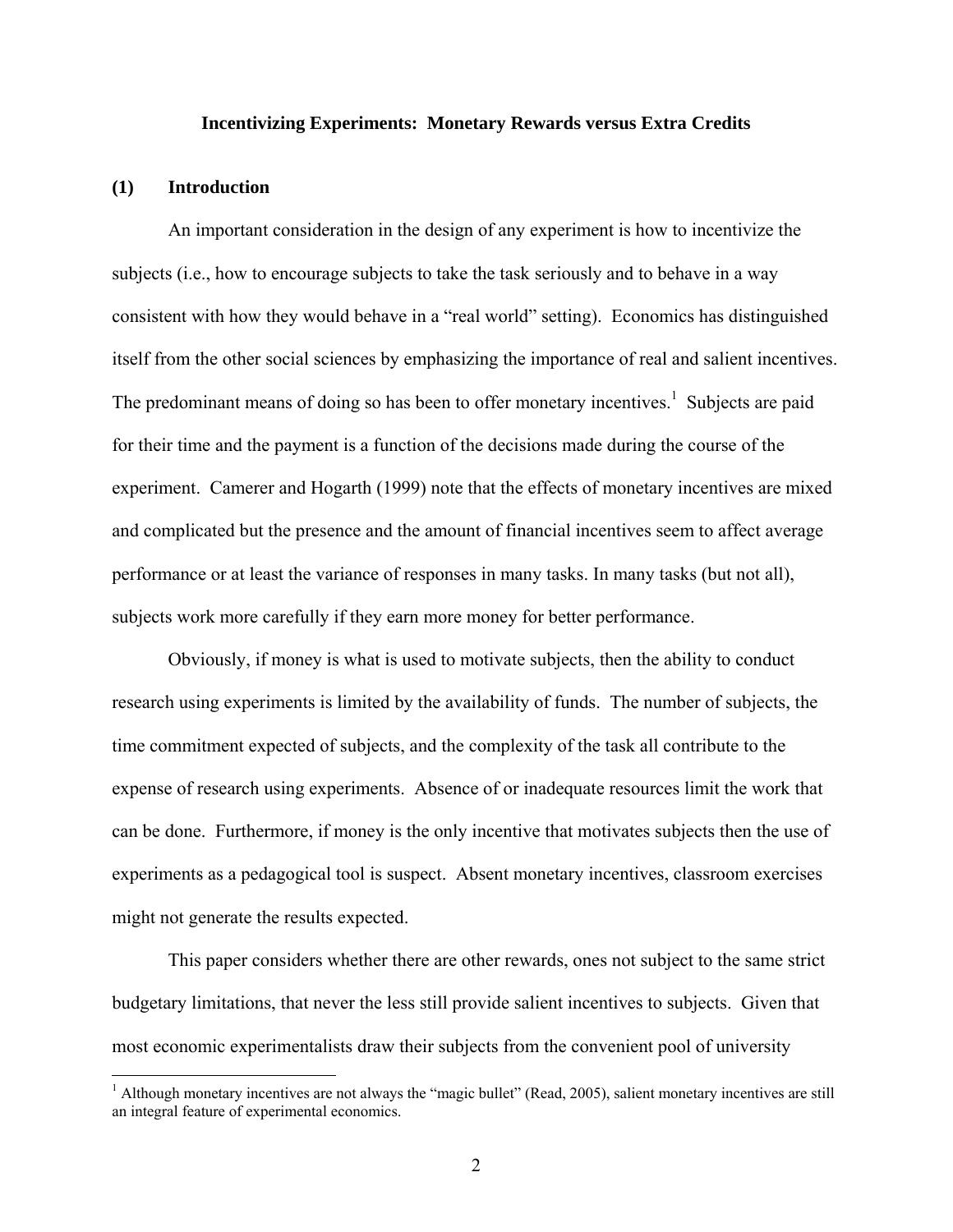**Incentivizing Experiments: Monetary Rewards versus Extra Credits**

## (1) Introduction

An important consideration in the design of any experiment is how to incentivize the subjects (i.e., how to encourage subjects to take the task seriously and to behave in a way consistent with how they would behave in a "real world" setting). Economics has distinguished itself from the other social sciences by emphasizing the importance of real and salient incentives. The predominant means of doing so has been to offer monetary incentives.[1] Subjects are paid for their time and the payment is a function of the decisions made during the course of the experiment. Camerer and Hogarth (1999) note that the effects of monetary incentives are mixed and complicated but the presence and the amount of financial incentives seem to affect average performance or at least the variance of responses in many tasks. In many tasks (but not all), subjects work more carefully if they earn more money for better performance.

Obviously, if money is what is used to motivate subjects, then the ability to conduct research using experiments is limited by the availability of funds. The number of subjects, the time commitment expected of subjects, and the complexity of the task all contribute to the expense of research using experiments. Absence of or inadequate resources limit the work that can be done. Furthermore, if money is the only incentive that motivates subjects then the use of experiments as a pedagogical tool is suspect. Absent monetary incentives, classroom exercises might not generate the results expected.

This paper considers whether there are other rewards, ones not subject to the same strict budgetary limitations, that never the less still provide salient incentives to subjects. Given that most economic experimentalists draw their subjects from the convenient pool of university

[1] Although monetary incentives are not always the "magic bullet" (Read, 2005), salient monetary incentives are still an integral feature of experimental economics.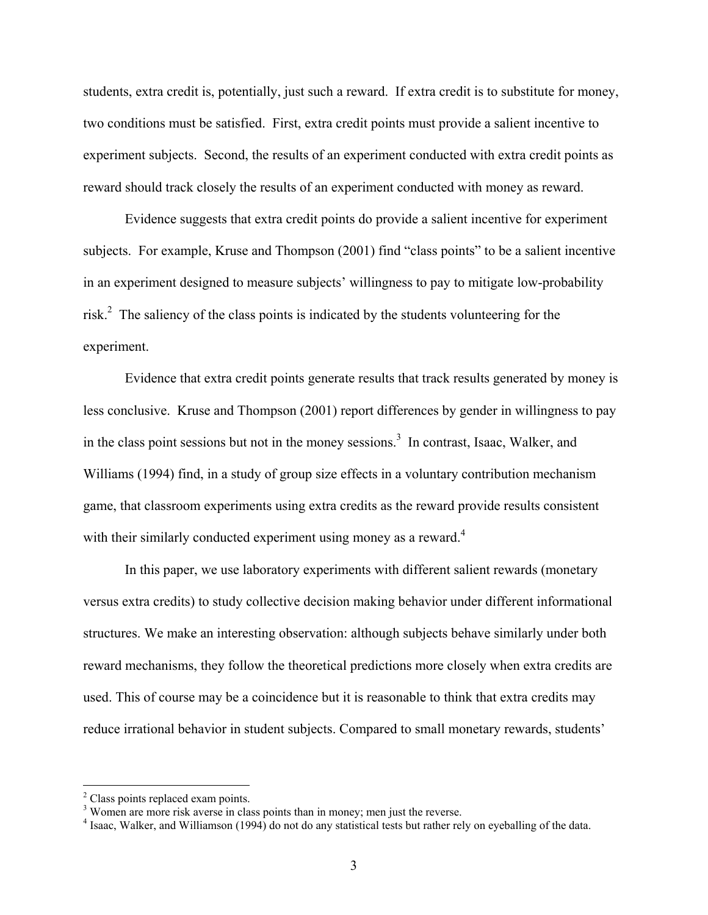students, extra credit is, potentially, just such a reward. If extra credit is to substitute for money, two conditions must be satisfied. First, extra credit points must provide a salient incentive to experiment subjects. Second, the results of an experiment conducted with extra credit points as reward should track closely the results of an experiment conducted with money as reward.

Evidence suggests that extra credit points do provide a salient incentive for experiment subjects. For example, Kruse and Thompson (2001) find "class points" to be a salient incentive in an experiment designed to measure subjects' willingness to pay to mitigate low-probability risk.[2] The saliency of the class points is indicated by the students volunteering for the experiment.

Evidence that extra credit points generate results that track results generated by money is less conclusive. Kruse and Thompson (2001) report differences by gender in willingness to pay in the class point sessions but not in the money sessions.[3] In contrast, Isaac, Walker, and Williams (1994) find, in a study of group size effects in a voluntary contribution mechanism game, that classroom experiments using extra credits as the reward provide results consistent with their similarly conducted experiment using money as a reward.[4]

In this paper, we use laboratory experiments with different salient rewards (monetary versus extra credits) to study collective decision making behavior under different informational structures. We make an interesting observation: although subjects behave similarly under both reward mechanisms, they follow the theoretical predictions more closely when extra credits are used. This of course may be a coincidence but it is reasonable to think that extra credits may reduce irrational behavior in student subjects. Compared to small monetary rewards, students'

---

[2] Class points replaced exam points.

[3] Women are more risk averse in class points than in money; men just the reverse.

[4] Isaac, Walker, and Williamson (1994) do not do any statistical tests but rather rely on eyeballing of the data.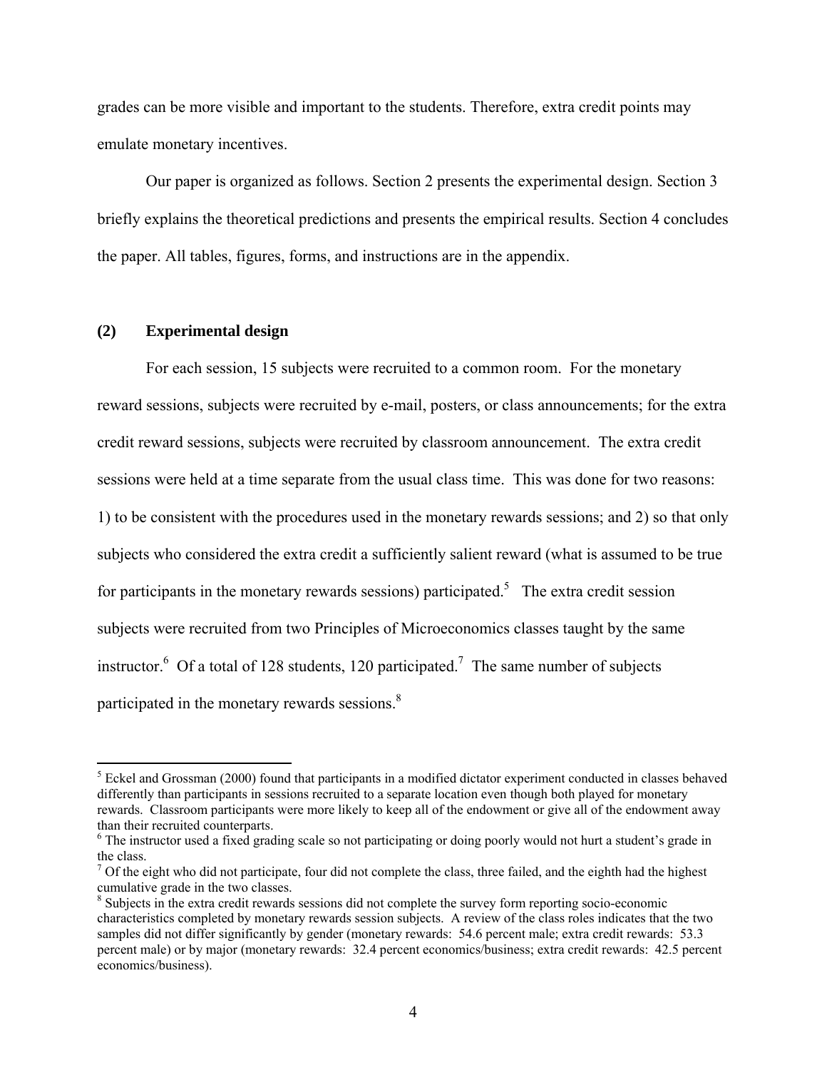grades can be more visible and important to the students. Therefore, extra credit points may emulate monetary incentives.

Our paper is organized as follows. Section 2 presents the experimental design. Section 3 briefly explains the theoretical predictions and presents the empirical results. Section 4 concludes the paper. All tables, figures, forms, and instructions are in the appendix.

## (2) Experimental design

For each session, 15 subjects were recruited to a common room. For the monetary reward sessions, subjects were recruited by e-mail, posters, or class announcements; for the extra credit reward sessions, subjects were recruited by classroom announcement. The extra credit sessions were held at a time separate from the usual class time. This was done for two reasons: 1) to be consistent with the procedures used in the monetary rewards sessions; and 2) so that only subjects who considered the extra credit a sufficiently salient reward (what is assumed to be true for participants in the monetary rewards sessions) participated.[5] The extra credit session subjects were recruited from two Principles of Microeconomics classes taught by the same instructor.[6] Of a total of 128 students, 120 participated.[7] The same number of subjects participated in the monetary rewards sessions.[8]

---

[5] Eckel and Grossman (2000) found that participants in a modified dictator experiment conducted in classes behaved differently than participants in sessions recruited to a separate location even though both played for monetary rewards. Classroom participants were more likely to keep all of the endowment or give all of the endowment away than their recruited counterparts.

[6] The instructor used a fixed grading scale so not participating or doing poorly would not hurt a student's grade in the class.

[7] Of the eight who did not participate, four did not complete the class, three failed, and the eighth had the highest cumulative grade in the two classes.

[8] Subjects in the extra credit rewards sessions did not complete the survey form reporting socio-economic characteristics completed by monetary rewards session subjects. A review of the class roles indicates that the two samples did not differ significantly by gender (monetary rewards: 54.6 percent male; extra credit rewards: 53.3 percent male) or by major (monetary rewards: 32.4 percent economics/business; extra credit rewards: 42.5 percent economics/business).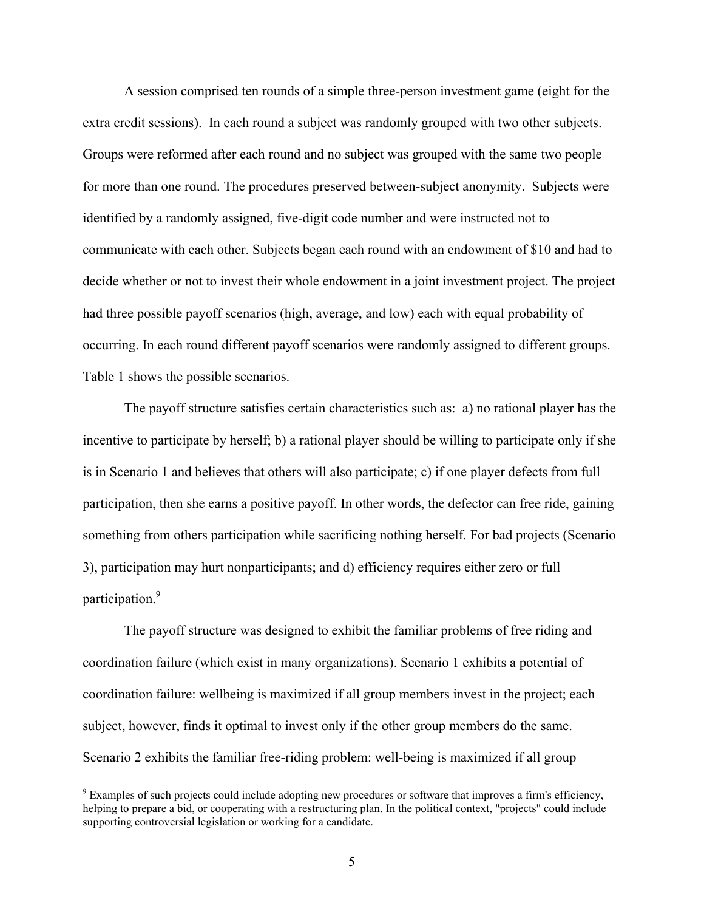A session comprised ten rounds of a simple three-person investment game (eight for the extra credit sessions). In each round a subject was randomly grouped with two other subjects. Groups were reformed after each round and no subject was grouped with the same two people for more than one round. The procedures preserved between-subject anonymity. Subjects were identified by a randomly assigned, five-digit code number and were instructed not to communicate with each other. Subjects began each round with an endowment of $10 and had to decide whether or not to invest their whole endowment in a joint investment project. The project had three possible payoff scenarios (high, average, and low) each with equal probability of occurring. In each round different payoff scenarios were randomly assigned to different groups. Table 1 shows the possible scenarios.

The payoff structure satisfies certain characteristics such as: a) no rational player has the incentive to participate by herself; b) a rational player should be willing to participate only if she is in Scenario 1 and believes that others will also participate; c) if one player defects from full participation, then she earns a positive payoff. In other words, the defector can free ride, gaining something from others participation while sacrificing nothing herself. For bad projects (Scenario 3), participation may hurt nonparticipants; and d) efficiency requires either zero or full participation.[9]

The payoff structure was designed to exhibit the familiar problems of free riding and coordination failure (which exist in many organizations). Scenario 1 exhibits a potential of coordination failure: wellbeing is maximized if all group members invest in the project; each subject, however, finds it optimal to invest only if the other group members do the same. Scenario 2 exhibits the familiar free-riding problem: well-being is maximized if all group

[9] Examples of such projects could include adopting new procedures or software that improves a firm's efficiency, helping to prepare a bid, or cooperating with a restructuring plan. In the political context, "projects" could include supporting controversial legislation or working for a candidate.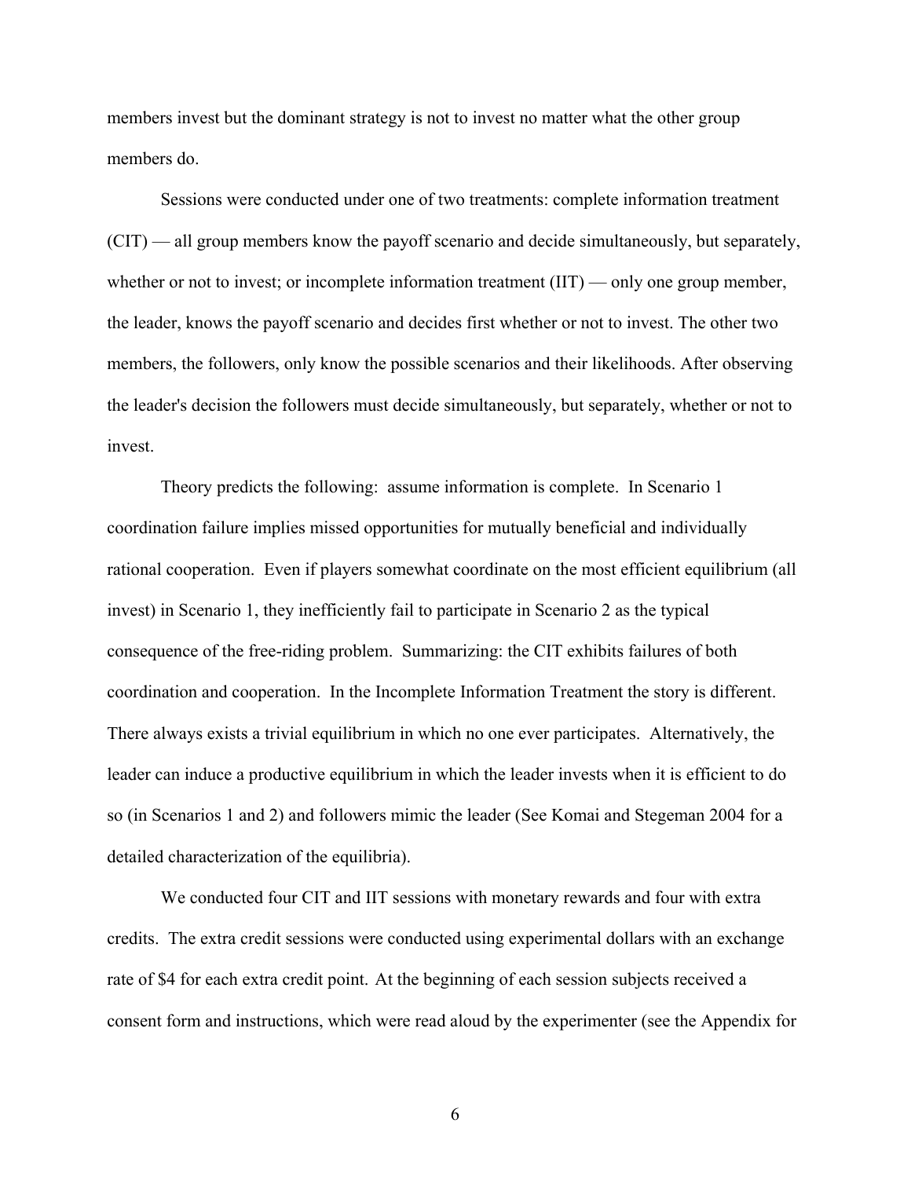members invest but the dominant strategy is not to invest no matter what the other group members do.

Sessions were conducted under one of two treatments: complete information treatment (CIT) — all group members know the payoff scenario and decide simultaneously, but separately, whether or not to invest; or incomplete information treatment (IIT) — only one group member, the leader, knows the payoff scenario and decides first whether or not to invest. The other two members, the followers, only know the possible scenarios and their likelihoods. After observing the leader's decision the followers must decide simultaneously, but separately, whether or not to invest.

Theory predicts the following: assume information is complete. In Scenario 1 coordination failure implies missed opportunities for mutually beneficial and individually rational cooperation. Even if players somewhat coordinate on the most efficient equilibrium (all invest) in Scenario 1, they inefficiently fail to participate in Scenario 2 as the typical consequence of the free-riding problem. Summarizing: the CIT exhibits failures of both coordination and cooperation. In the Incomplete Information Treatment the story is different. There always exists a trivial equilibrium in which no one ever participates. Alternatively, the leader can induce a productive equilibrium in which the leader invests when it is efficient to do so (in Scenarios 1 and 2) and followers mimic the leader (See Komai and Stegeman 2004 for a detailed characterization of the equilibria).

We conducted four CIT and IIT sessions with monetary rewards and four with extra credits. The extra credit sessions were conducted using experimental dollars with an exchange rate of $4 for each extra credit point. At the beginning of each session subjects received a consent form and instructions, which were read aloud by the experimenter (see the Appendix for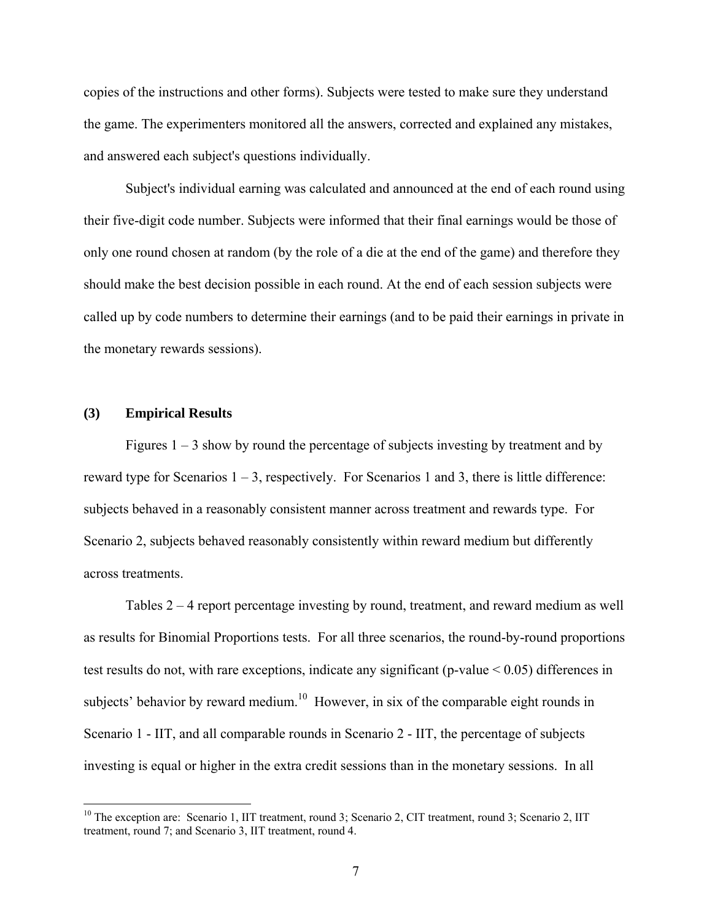copies of the instructions and other forms). Subjects were tested to make sure they understand the game. The experimenters monitored all the answers, corrected and explained any mistakes, and answered each subject's questions individually.

Subject's individual earning was calculated and announced at the end of each round using their five-digit code number. Subjects were informed that their final earnings would be those of only one round chosen at random (by the role of a die at the end of the game) and therefore they should make the best decision possible in each round. At the end of each session subjects were called up by code numbers to determine their earnings (and to be paid their earnings in private in the monetary rewards sessions).

## (3) Empirical Results

Figures 1 – 3 show by round the percentage of subjects investing by treatment and by reward type for Scenarios 1 – 3, respectively. For Scenarios 1 and 3, there is little difference: subjects behaved in a reasonably consistent manner across treatment and rewards type. For Scenario 2, subjects behaved reasonably consistently within reward medium but differently across treatments.

Tables 2 – 4 report percentage investing by round, treatment, and reward medium as well as results for Binomial Proportions tests. For all three scenarios, the round-by-round proportions test results do not, with rare exceptions, indicate any significant (p-value < 0.05) differences in subjects' behavior by reward medium.[10] However, in six of the comparable eight rounds in Scenario 1 - IIT, and all comparable rounds in Scenario 2 - IIT, the percentage of subjects investing is equal or higher in the extra credit sessions than in the monetary sessions. In all

[10] The exception are: Scenario 1, IIT treatment, round 3; Scenario 2, CIT treatment, round 3; Scenario 2, IIT treatment, round 7; and Scenario 3, IIT treatment, round 4.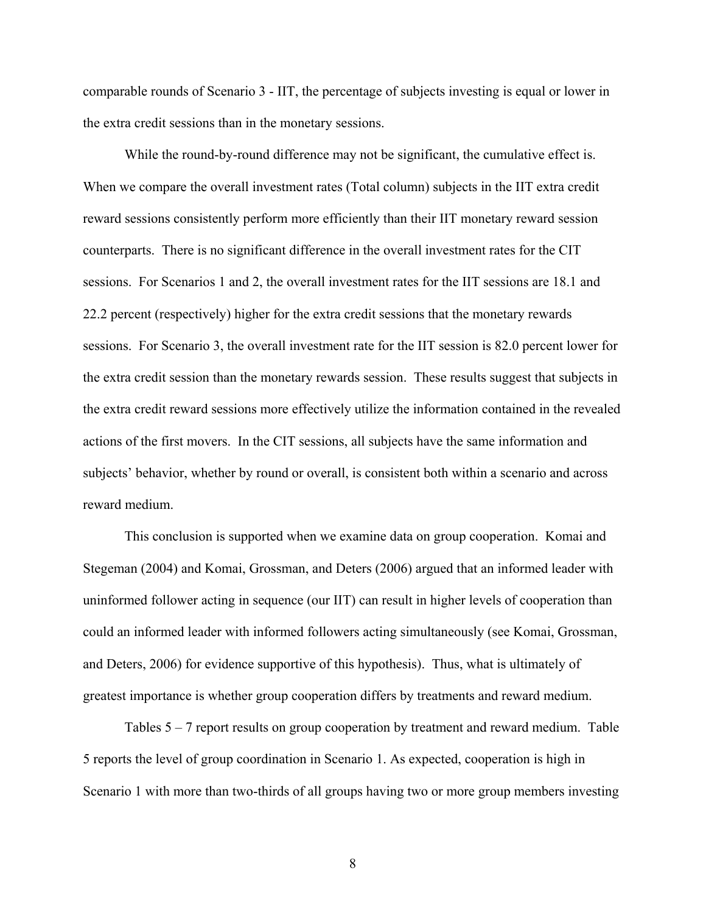comparable rounds of Scenario 3 - IIT, the percentage of subjects investing is equal or lower in the extra credit sessions than in the monetary sessions.

While the round-by-round difference may not be significant, the cumulative effect is. When we compare the overall investment rates (Total column) subjects in the IIT extra credit reward sessions consistently perform more efficiently than their IIT monetary reward session counterparts. There is no significant difference in the overall investment rates for the CIT sessions. For Scenarios 1 and 2, the overall investment rates for the IIT sessions are 18.1 and 22.2 percent (respectively) higher for the extra credit sessions that the monetary rewards sessions. For Scenario 3, the overall investment rate for the IIT session is 82.0 percent lower for the extra credit session than the monetary rewards session. These results suggest that subjects in the extra credit reward sessions more effectively utilize the information contained in the revealed actions of the first movers. In the CIT sessions, all subjects have the same information and subjects' behavior, whether by round or overall, is consistent both within a scenario and across reward medium.

This conclusion is supported when we examine data on group cooperation. Komai and Stegeman (2004) and Komai, Grossman, and Deters (2006) argued that an informed leader with uninformed follower acting in sequence (our IIT) can result in higher levels of cooperation than could an informed leader with informed followers acting simultaneously (see Komai, Grossman, and Deters, 2006) for evidence supportive of this hypothesis). Thus, what is ultimately of greatest importance is whether group cooperation differs by treatments and reward medium.

Tables 5 – 7 report results on group cooperation by treatment and reward medium. Table 5 reports the level of group coordination in Scenario 1. As expected, cooperation is high in Scenario 1 with more than two-thirds of all groups having two or more group members investing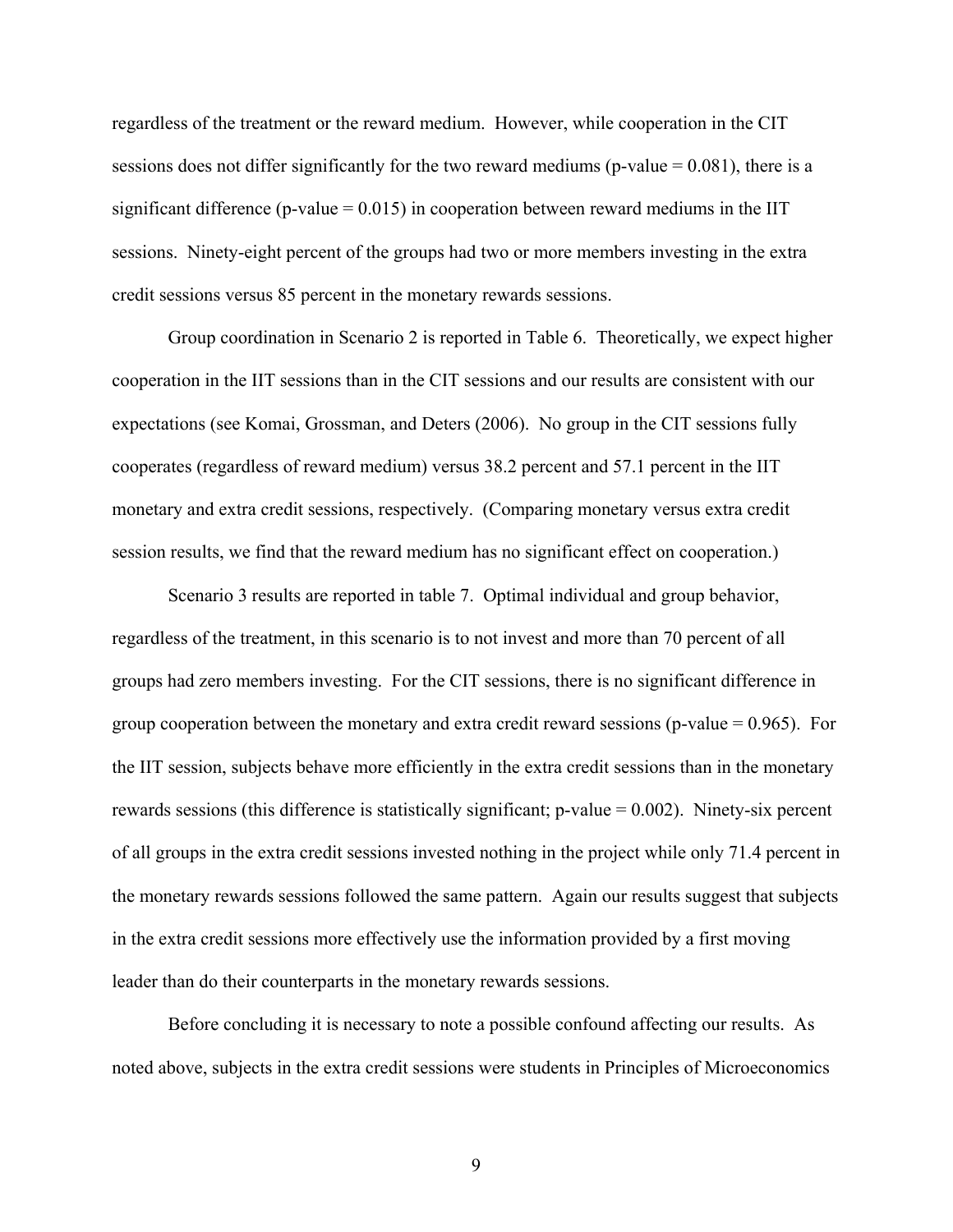regardless of the treatment or the reward medium. However, while cooperation in the CIT sessions does not differ significantly for the two reward mediums (p-value = 0.081), there is a significant difference (p-value = 0.015) in cooperation between reward mediums in the IIT sessions. Ninety-eight percent of the groups had two or more members investing in the extra credit sessions versus 85 percent in the monetary rewards sessions.

Group coordination in Scenario 2 is reported in Table 6. Theoretically, we expect higher cooperation in the IIT sessions than in the CIT sessions and our results are consistent with our expectations (see Komai, Grossman, and Deters (2006). No group in the CIT sessions fully cooperates (regardless of reward medium) versus 38.2 percent and 57.1 percent in the IIT monetary and extra credit sessions, respectively. (Comparing monetary versus extra credit session results, we find that the reward medium has no significant effect on cooperation.)

Scenario 3 results are reported in table 7. Optimal individual and group behavior, regardless of the treatment, in this scenario is to not invest and more than 70 percent of all groups had zero members investing. For the CIT sessions, there is no significant difference in group cooperation between the monetary and extra credit reward sessions (p-value = 0.965). For the IIT session, subjects behave more efficiently in the extra credit sessions than in the monetary rewards sessions (this difference is statistically significant; p-value = 0.002). Ninety-six percent of all groups in the extra credit sessions invested nothing in the project while only 71.4 percent in the monetary rewards sessions followed the same pattern. Again our results suggest that subjects in the extra credit sessions more effectively use the information provided by a first moving leader than do their counterparts in the monetary rewards sessions.

Before concluding it is necessary to note a possible confound affecting our results. As noted above, subjects in the extra credit sessions were students in Principles of Microeconomics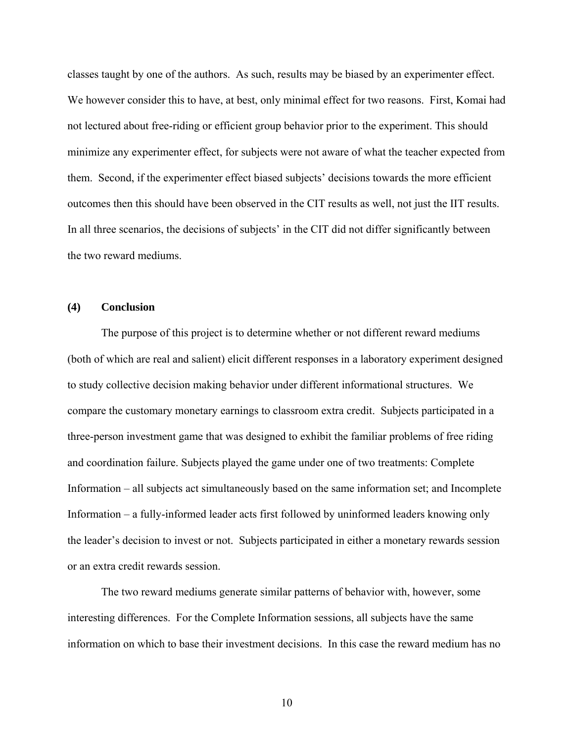classes taught by one of the authors. As such, results may be biased by an experimenter effect. We however consider this to have, at best, only minimal effect for two reasons. First, Komai had not lectured about free-riding or efficient group behavior prior to the experiment. This should minimize any experimenter effect, for subjects were not aware of what the teacher expected from them. Second, if the experimenter effect biased subjects' decisions towards the more efficient outcomes then this should have been observed in the CIT results as well, not just the IIT results. In all three scenarios, the decisions of subjects' in the CIT did not differ significantly between the two reward mediums.

## (4) Conclusion

The purpose of this project is to determine whether or not different reward mediums (both of which are real and salient) elicit different responses in a laboratory experiment designed to study collective decision making behavior under different informational structures. We compare the customary monetary earnings to classroom extra credit. Subjects participated in a three-person investment game that was designed to exhibit the familiar problems of free riding and coordination failure. Subjects played the game under one of two treatments: Complete Information – all subjects act simultaneously based on the same information set; and Incomplete Information – a fully-informed leader acts first followed by uninformed leaders knowing only the leader's decision to invest or not. Subjects participated in either a monetary rewards session or an extra credit rewards session.

The two reward mediums generate similar patterns of behavior with, however, some interesting differences. For the Complete Information sessions, all subjects have the same information on which to base their investment decisions. In this case the reward medium has no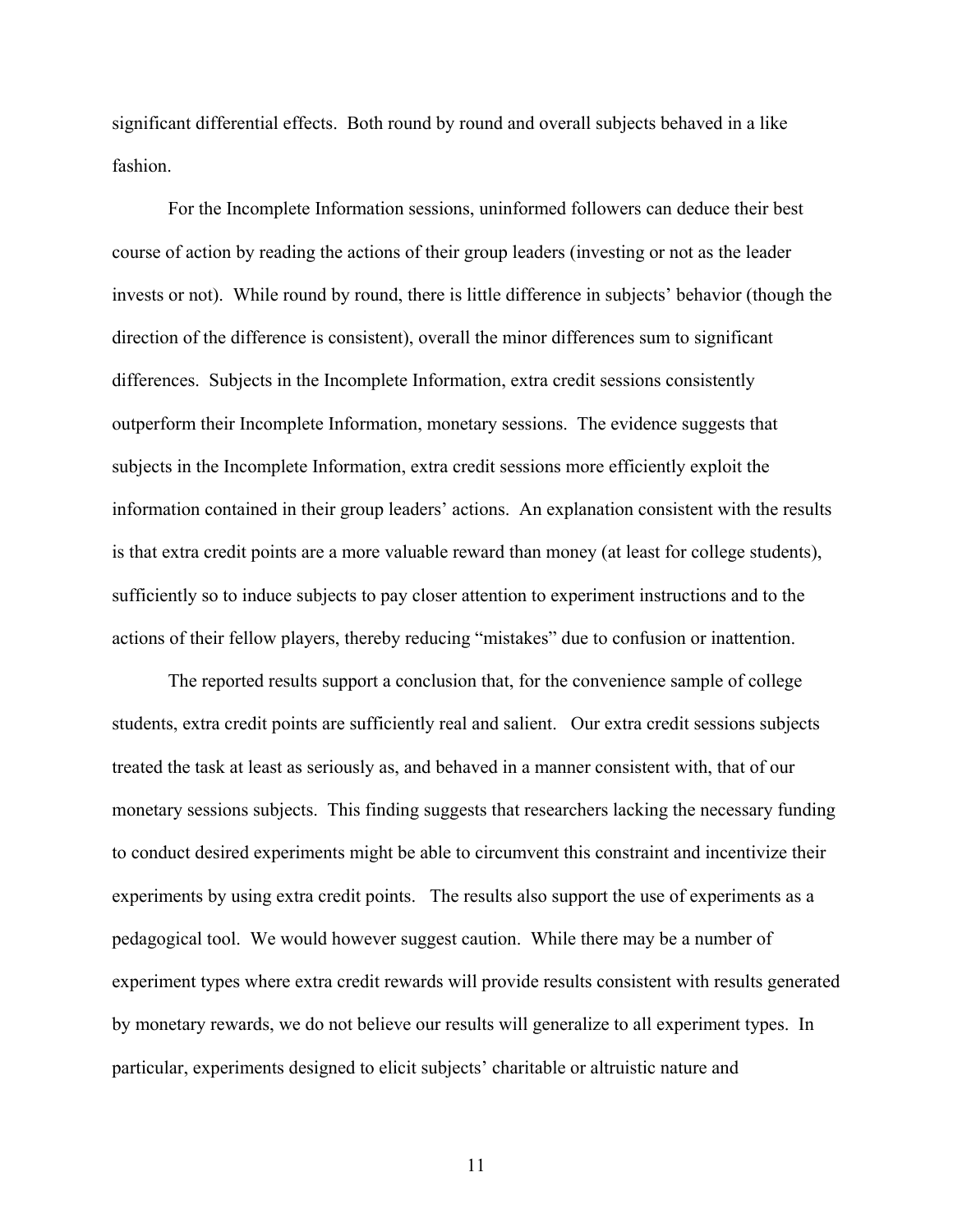significant differential effects. Both round by round and overall subjects behaved in a like fashion.

For the Incomplete Information sessions, uninformed followers can deduce their best course of action by reading the actions of their group leaders (investing or not as the leader invests or not). While round by round, there is little difference in subjects' behavior (though the direction of the difference is consistent), overall the minor differences sum to significant differences. Subjects in the Incomplete Information, extra credit sessions consistently outperform their Incomplete Information, monetary sessions. The evidence suggests that subjects in the Incomplete Information, extra credit sessions more efficiently exploit the information contained in their group leaders' actions. An explanation consistent with the results is that extra credit points are a more valuable reward than money (at least for college students), sufficiently so to induce subjects to pay closer attention to experiment instructions and to the actions of their fellow players, thereby reducing "mistakes" due to confusion or inattention.

The reported results support a conclusion that, for the convenience sample of college students, extra credit points are sufficiently real and salient. Our extra credit sessions subjects treated the task at least as seriously as, and behaved in a manner consistent with, that of our monetary sessions subjects. This finding suggests that researchers lacking the necessary funding to conduct desired experiments might be able to circumvent this constraint and incentivize their experiments by using extra credit points. The results also support the use of experiments as a pedagogical tool. We would however suggest caution. While there may be a number of experiment types where extra credit rewards will provide results consistent with results generated by monetary rewards, we do not believe our results will generalize to all experiment types. In particular, experiments designed to elicit subjects' charitable or altruistic nature and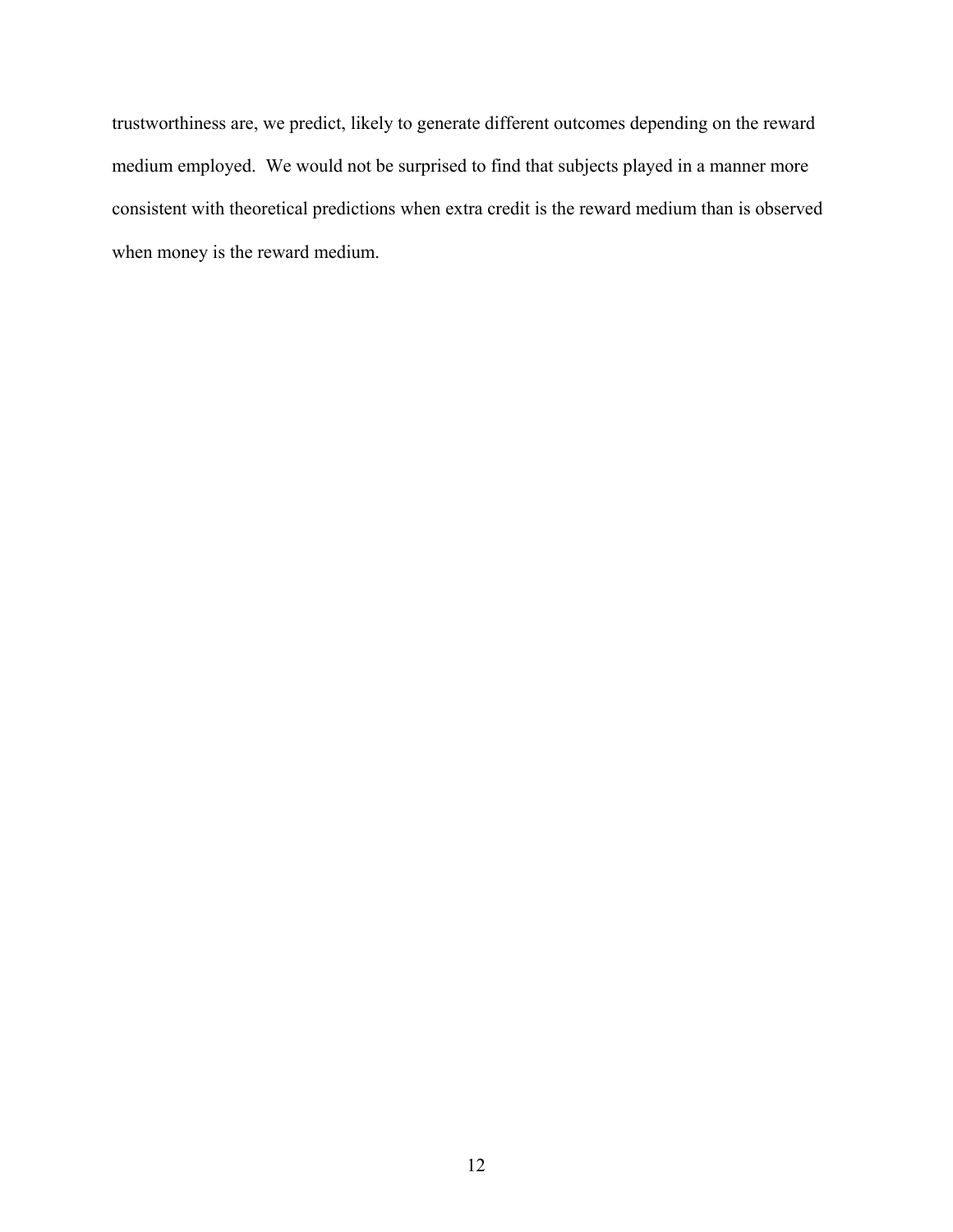trustworthiness are, we predict, likely to generate different outcomes depending on the reward medium employed. We would not be surprised to find that subjects played in a manner more consistent with theoretical predictions when extra credit is the reward medium than is observed when money is the reward medium.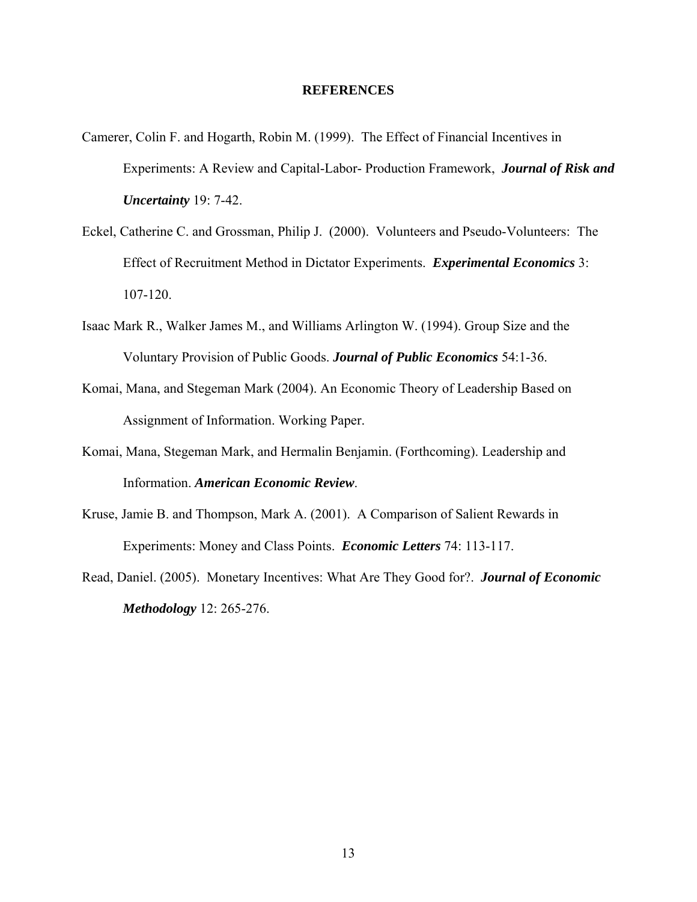## REFERENCES

Camerer, Colin F. and Hogarth, Robin M. (1999). The Effect of Financial Incentives in Experiments: A Review and Capital-Labor- Production Framework, ***Journal of Risk and Uncertainty*** 19: 7-42.

Eckel, Catherine C. and Grossman, Philip J. (2000). Volunteers and Pseudo-Volunteers: The Effect of Recruitment Method in Dictator Experiments. ***Experimental Economics*** 3: 107-120.

Isaac Mark R., Walker James M., and Williams Arlington W. (1994). Group Size and the Voluntary Provision of Public Goods. ***Journal of Public Economics*** 54:1-36.

Komai, Mana, and Stegeman Mark (2004). An Economic Theory of Leadership Based on Assignment of Information. Working Paper.

Komai, Mana, Stegeman Mark, and Hermalin Benjamin. (Forthcoming). Leadership and Information. ***American Economic Review***.

Kruse, Jamie B. and Thompson, Mark A. (2001). A Comparison of Salient Rewards in Experiments: Money and Class Points. ***Economic Letters*** 74: 113-117.

Read, Daniel. (2005). Monetary Incentives: What Are They Good for?. ***Journal of Economic Methodology*** 12: 265-276.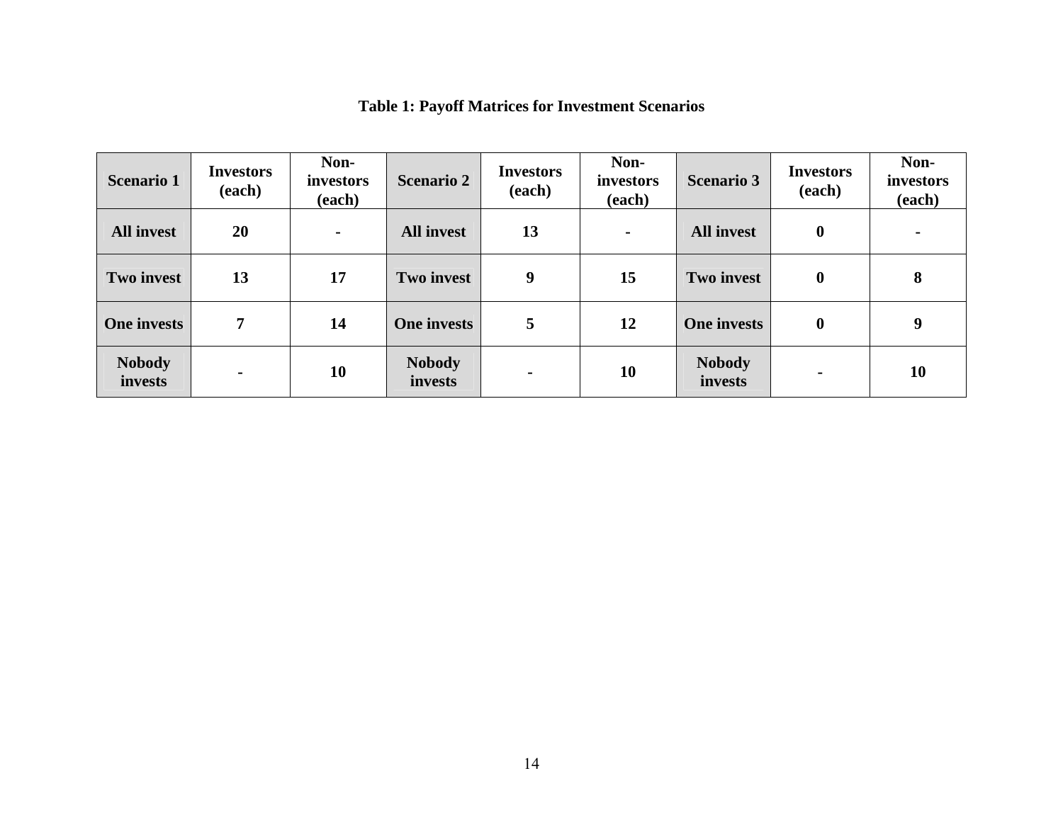**Table 1: Payoff Matrices for Investment Scenarios**

| Scenario 1 | Investors (each) | Non-investors (each) | Scenario 2 | Investors (each) | Non-investors (each) | Scenario 3 | Investors (each) | Non-investors (each) |
|---|---|---|---|---|---|---|---|---|
| All invest | 20 | - | All invest | 13 | - | All invest | 0 | - |
| Two invest | 13 | 17 | Two invest | 9 | 15 | Two invest | 0 | 8 |
| One invests | 7 | 14 | One invests | 5 | 12 | One invests | 0 | 9 |
| Nobody invests | - | 10 | Nobody invests | - | 10 | Nobody invests | - | 10 |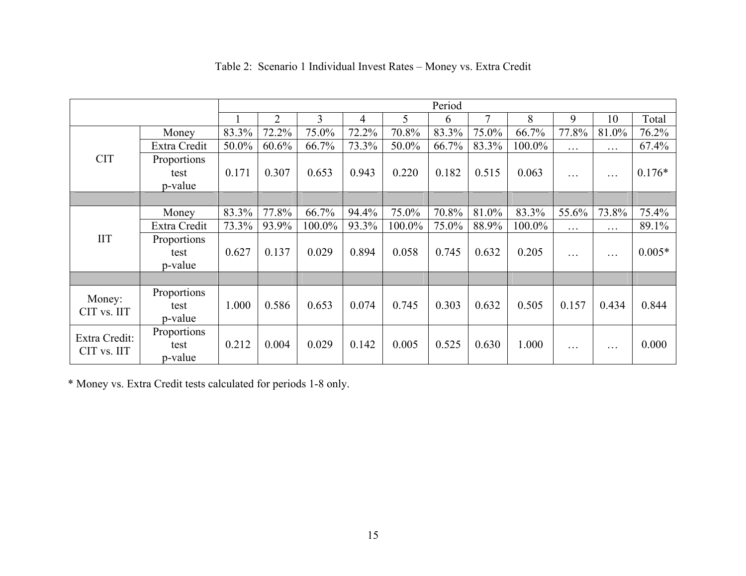Table 2: Scenario 1 Individual Invest Rates – Money vs. Extra Credit

| | | Period | | | | | | | | | | |
|---|---|---|---|---|---|---|---|---|---|---|---|---|
| | | 1 | 2 | 3 | 4 | 5 | 6 | 7 | 8 | 9 | 10 | Total |
| CIT | Money | 83.3% | 72.2% | 75.0% | 72.2% | 70.8% | 83.3% | 75.0% | 66.7% | 77.8% | 81.0% | 76.2% |
| | Extra Credit | 50.0% | 60.6% | 66.7% | 73.3% | 50.0% | 66.7% | 83.3% | 100.0% | … | … | 67.4% |
| | Proportions test p-value | 0.171 | 0.307 | 0.653 | 0.943 | 0.220 | 0.182 | 0.515 | 0.063 | … | … | 0.176* |
| | | | | | | | | | | | | |
| IIT | Money | 83.3% | 77.8% | 66.7% | 94.4% | 75.0% | 70.8% | 81.0% | 83.3% | 55.6% | 73.8% | 75.4% |
| | Extra Credit | 73.3% | 93.9% | 100.0% | 93.3% | 100.0% | 75.0% | 88.9% | 100.0% | … | … | 89.1% |
| | Proportions test p-value | 0.627 | 0.137 | 0.029 | 0.894 | 0.058 | 0.745 | 0.632 | 0.205 | … | … | 0.005* |
| | | | | | | | | | | | | |
| Money: CIT vs. IIT | Proportions test p-value | 1.000 | 0.586 | 0.653 | 0.074 | 0.745 | 0.303 | 0.632 | 0.505 | 0.157 | 0.434 | 0.844 |
| Extra Credit: CIT vs. IIT | Proportions test p-value | 0.212 | 0.004 | 0.029 | 0.142 | 0.005 | 0.525 | 0.630 | 1.000 | … | … | 0.000 |

* Money vs. Extra Credit tests calculated for periods 1-8 only.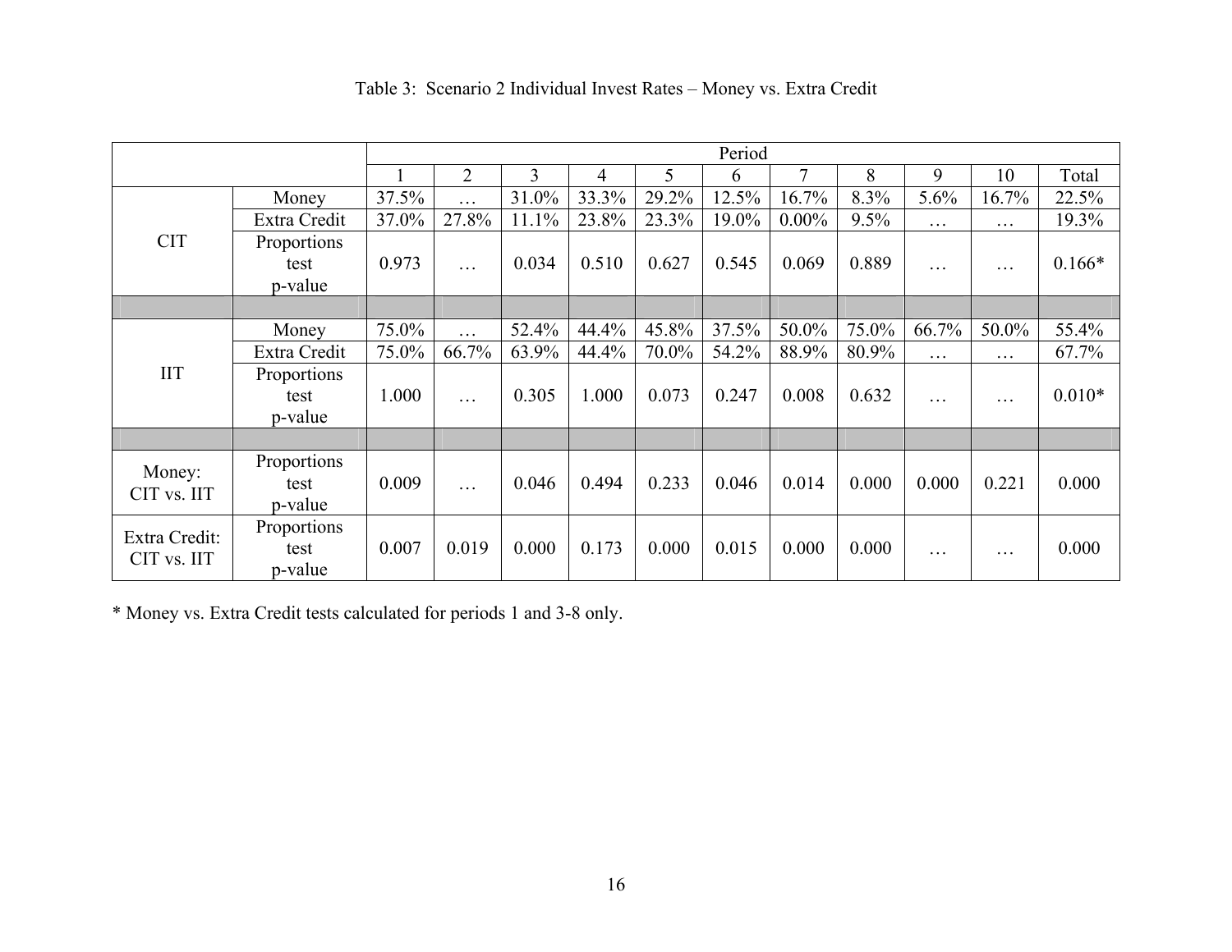Table 3: Scenario 2 Individual Invest Rates – Money vs. Extra Credit

| | | Period | | | | | | | | | | |
|---|---|---|---|---|---|---|---|---|---|---|---|---|
| | | 1 | 2 | 3 | 4 | 5 | 6 | 7 | 8 | 9 | 10 | Total |
| CIT | Money | 37.5% | … | 31.0% | 33.3% | 29.2% | 12.5% | 16.7% | 8.3% | 5.6% | 16.7% | 22.5% |
| | Extra Credit | 37.0% | 27.8% | 11.1% | 23.8% | 23.3% | 19.0% | 0.00% | 9.5% | … | … | 19.3% |
| | Proportions test p-value | 0.973 | … | 0.034 | 0.510 | 0.627 | 0.545 | 0.069 | 0.889 | … | … | 0.166* |
| | | | | | | | | | | | | |
| IIT | Money | 75.0% | … | 52.4% | 44.4% | 45.8% | 37.5% | 50.0% | 75.0% | 66.7% | 50.0% | 55.4% |
| | Extra Credit | 75.0% | 66.7% | 63.9% | 44.4% | 70.0% | 54.2% | 88.9% | 80.9% | … | … | 67.7% |
| | Proportions test p-value | 1.000 | … | 0.305 | 1.000 | 0.073 | 0.247 | 0.008 | 0.632 | … | … | 0.010* |
| | | | | | | | | | | | | |
| Money: CIT vs. IIT | Proportions test p-value | 0.009 | … | 0.046 | 0.494 | 0.233 | 0.046 | 0.014 | 0.000 | 0.000 | 0.221 | 0.000 |
| Extra Credit: CIT vs. IIT | Proportions test p-value | 0.007 | 0.019 | 0.000 | 0.173 | 0.000 | 0.015 | 0.000 | 0.000 | … | … | 0.000 |

* Money vs. Extra Credit tests calculated for periods 1 and 3-8 only.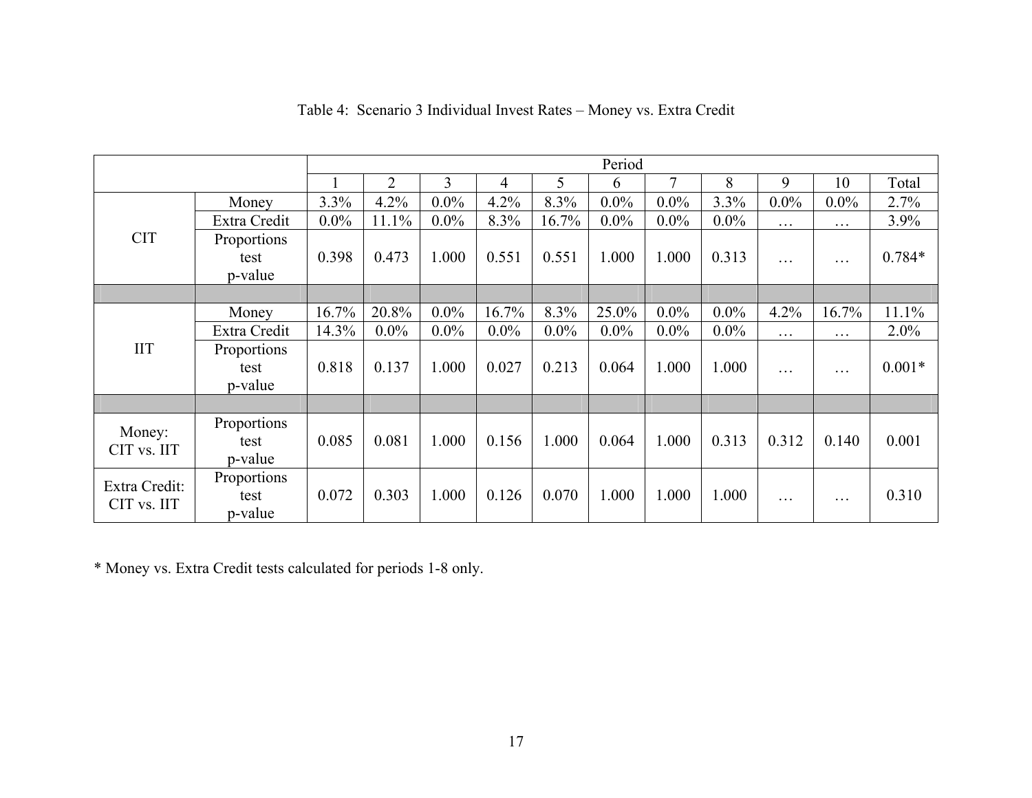Table 4: Scenario 3 Individual Invest Rates – Money vs. Extra Credit

| | | Period | | | | | | | | | | |
|---|---|---|---|---|---|---|---|---|---|---|---|---|
| | | 1 | 2 | 3 | 4 | 5 | 6 | 7 | 8 | 9 | 10 | Total |
| CIT | Money | 3.3% | 4.2% | 0.0% | 4.2% | 8.3% | 0.0% | 0.0% | 3.3% | 0.0% | 0.0% | 2.7% |
| | Extra Credit | 0.0% | 11.1% | 0.0% | 8.3% | 16.7% | 0.0% | 0.0% | 0.0% | … | … | 3.9% |
| | Proportions test p-value | 0.398 | 0.473 | 1.000 | 0.551 | 0.551 | 1.000 | 1.000 | 0.313 | … | … | 0.784* |
| | | | | | | | | | | | | |
| IIT | Money | 16.7% | 20.8% | 0.0% | 16.7% | 8.3% | 25.0% | 0.0% | 0.0% | 4.2% | 16.7% | 11.1% |
| | Extra Credit | 14.3% | 0.0% | 0.0% | 0.0% | 0.0% | 0.0% | 0.0% | 0.0% | … | … | 2.0% |
| | Proportions test p-value | 0.818 | 0.137 | 1.000 | 0.027 | 0.213 | 0.064 | 1.000 | 1.000 | … | … | 0.001* |
| | | | | | | | | | | | | |
| Money: CIT vs. IIT | Proportions test p-value | 0.085 | 0.081 | 1.000 | 0.156 | 1.000 | 0.064 | 1.000 | 0.313 | 0.312 | 0.140 | 0.001 |
| Extra Credit: CIT vs. IIT | Proportions test p-value | 0.072 | 0.303 | 1.000 | 0.126 | 0.070 | 1.000 | 1.000 | 1.000 | … | … | 0.310 |

* Money vs. Extra Credit tests calculated for periods 1-8 only.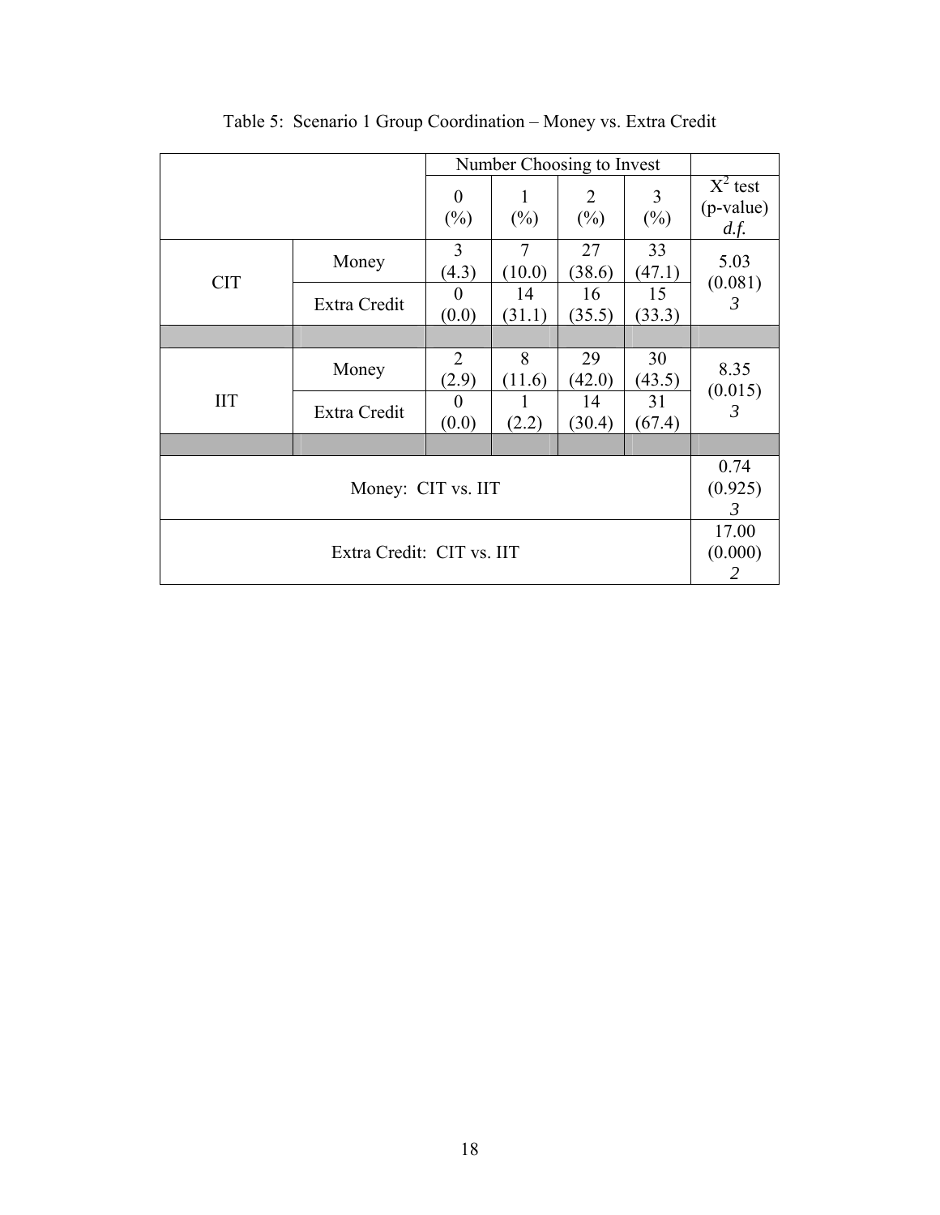Table 5: Scenario 1 Group Coordination – Money vs. Extra Credit

| | | Number Choosing to Invest | | | | |
|---|---|---|---|---|---|---|
| | | 0 (%) | 1 (%) | 2 (%) | 3 (%) | $X^2$ test (p-value) *d.f.* |
| CIT | Money | 3 (4.3) | 7 (10.0) | 27 (38.6) | 33 (47.1) | 5.03 (0.081) *3* |
| | Extra Credit | 0 (0.0) | 14 (31.1) | 16 (35.5) | 15 (33.3) | |
| | | | | | | |
| IIT | Money | 2 (2.9) | 8 (11.6) | 29 (42.0) | 30 (43.5) | 8.35 (0.015) *3* |
| | Extra Credit | 0 (0.0) | 1 (2.2) | 14 (30.4) | 31 (67.4) | |
| | | | | | | |
| Money: CIT vs. IIT | | | | | | 0.74 (0.925) *3* |
| Extra Credit: CIT vs. IIT | | | | | | 17.00 (0.000) *2* |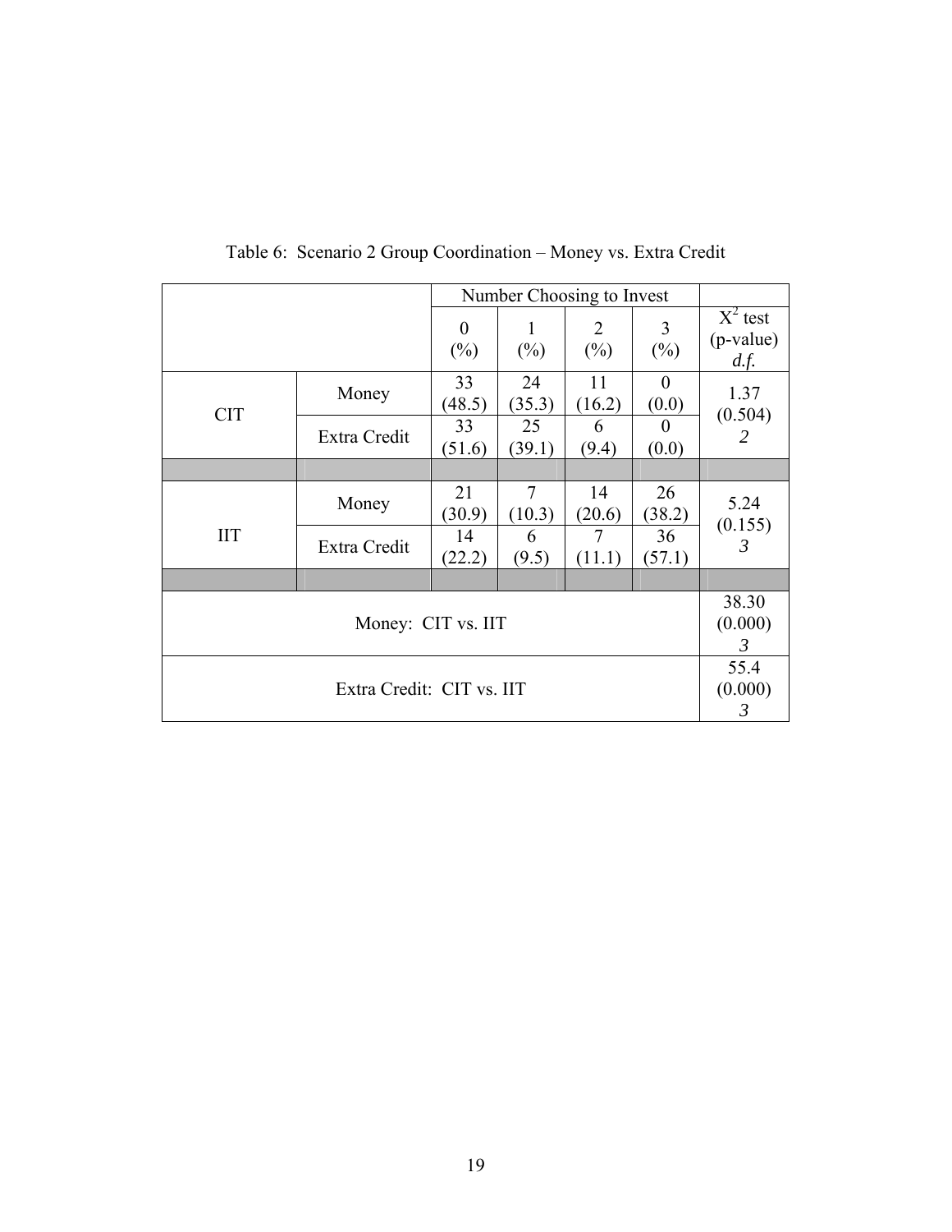Table 6: Scenario 2 Group Coordination – Money vs. Extra Credit

| | | Number Choosing to Invest | | | | |
|---|---|---|---|---|---|---|
| | | 0 (%) | 1 (%) | 2 (%) | 3 (%) | $X^2$ test (p-value) *d.f.* |
| CIT | Money | 33 (48.5) | 24 (35.3) | 11 (16.2) | 0 (0.0) | 1.37 (0.504) *2* |
| | Extra Credit | 33 (51.6) | 25 (39.1) | 6 (9.4) | 0 (0.0) | |
| IIT | Money | 21 (30.9) | 7 (10.3) | 14 (20.6) | 26 (38.2) | 5.24 (0.155) *3* |
| | Extra Credit | 14 (22.2) | 6 (9.5) | 7 (11.1) | 36 (57.1) | |
| Money: CIT vs. IIT | | | | | | 38.30 (0.000) *3* |
| Extra Credit: CIT vs. IIT | | | | | | 55.4 (0.000) *3* |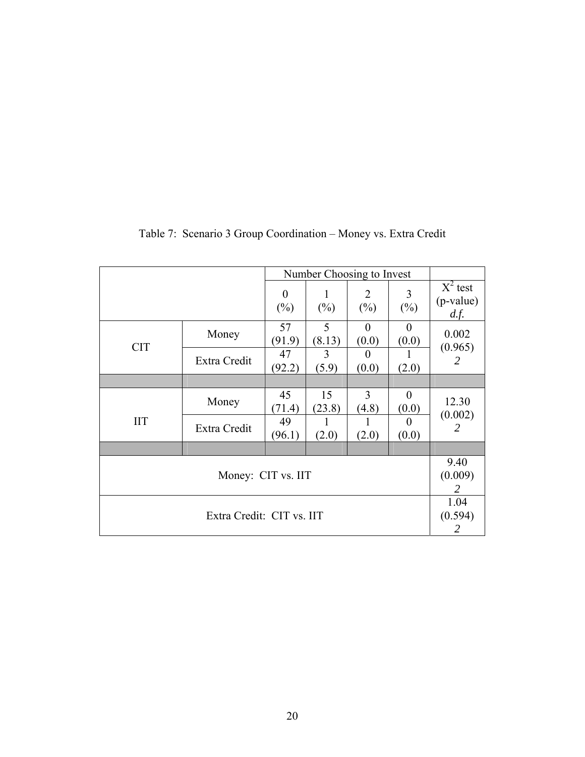Table 7: Scenario 3 Group Coordination – Money vs. Extra Credit

| | | Number Choosing to Invest | | | | |
|---|---|---|---|---|---|---|
| | | 0 (%) | 1 (%) | 2 (%) | 3 (%) | $X^2$ test (p-value) *d.f.* |
| CIT | Money | 57 (91.9) | 5 (8.13) | 0 (0.0) | 0 (0.0) | 0.002 (0.965) *2* |
| | Extra Credit | 47 (92.2) | 3 (5.9) | 0 (0.0) | 1 (2.0) | |
| | | | | | | |
| IIT | Money | 45 (71.4) | 15 (23.8) | 3 (4.8) | 0 (0.0) | 12.30 (0.002) *2* |
| | Extra Credit | 49 (96.1) | 1 (2.0) | 1 (2.0) | 0 (0.0) | |
| | | | | | | |
| Money: CIT vs. IIT | | | | | | 9.40 (0.009) *2* |
| Extra Credit: CIT vs. IIT | | | | | | 1.04 (0.594) *2* |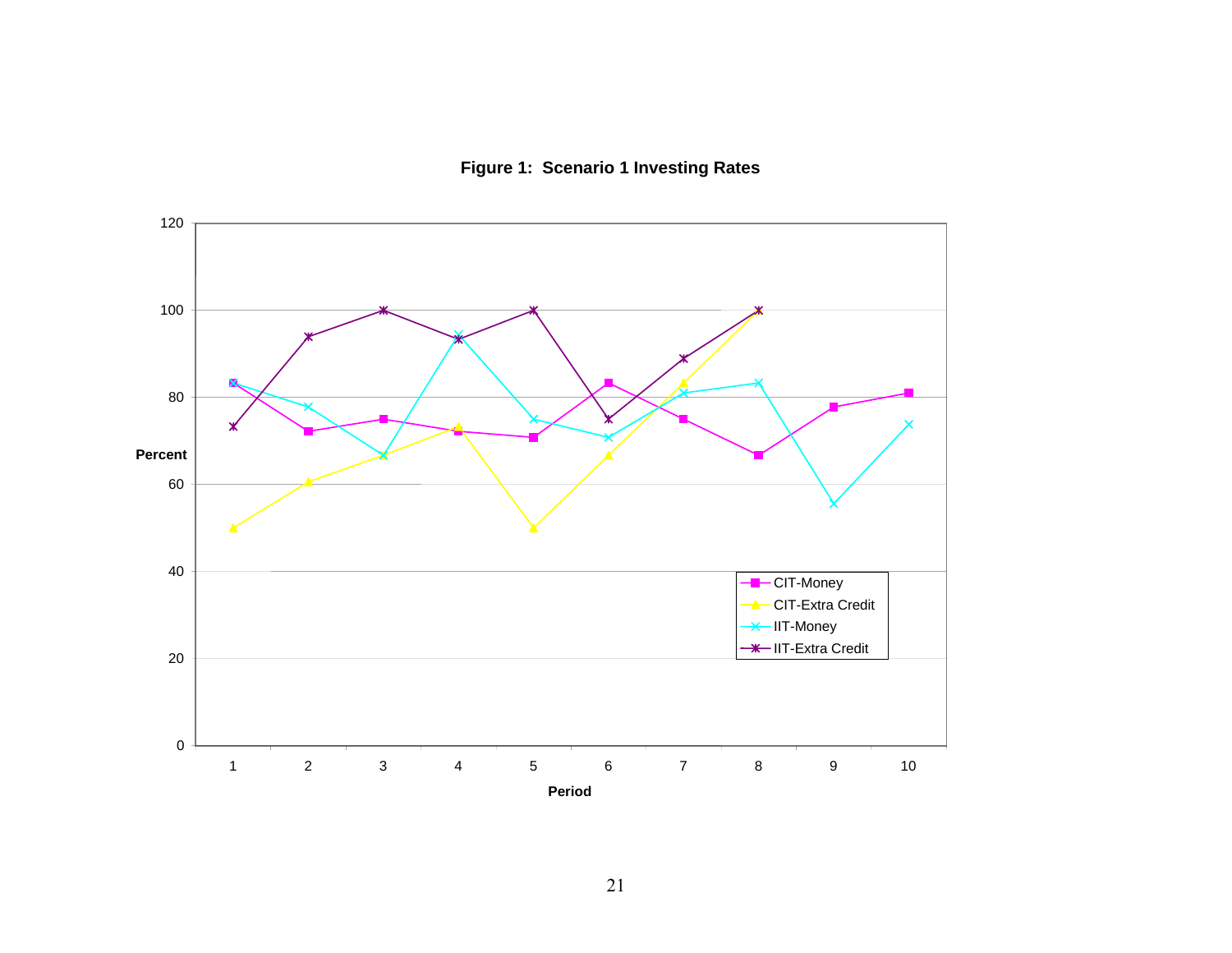**Figure 1: Scenario 1 Investing Rates**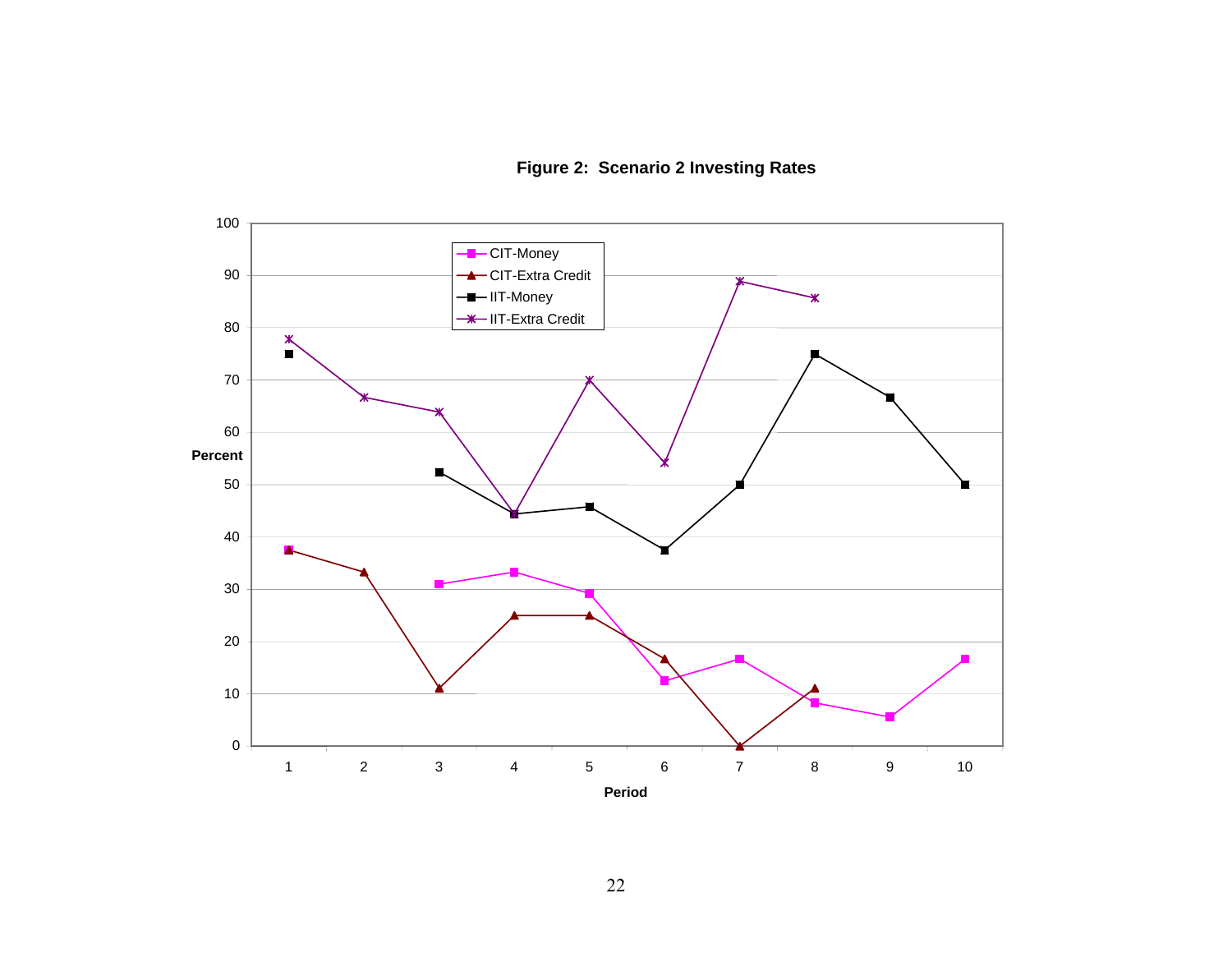**Figure 2: Scenario 2 Investing Rates**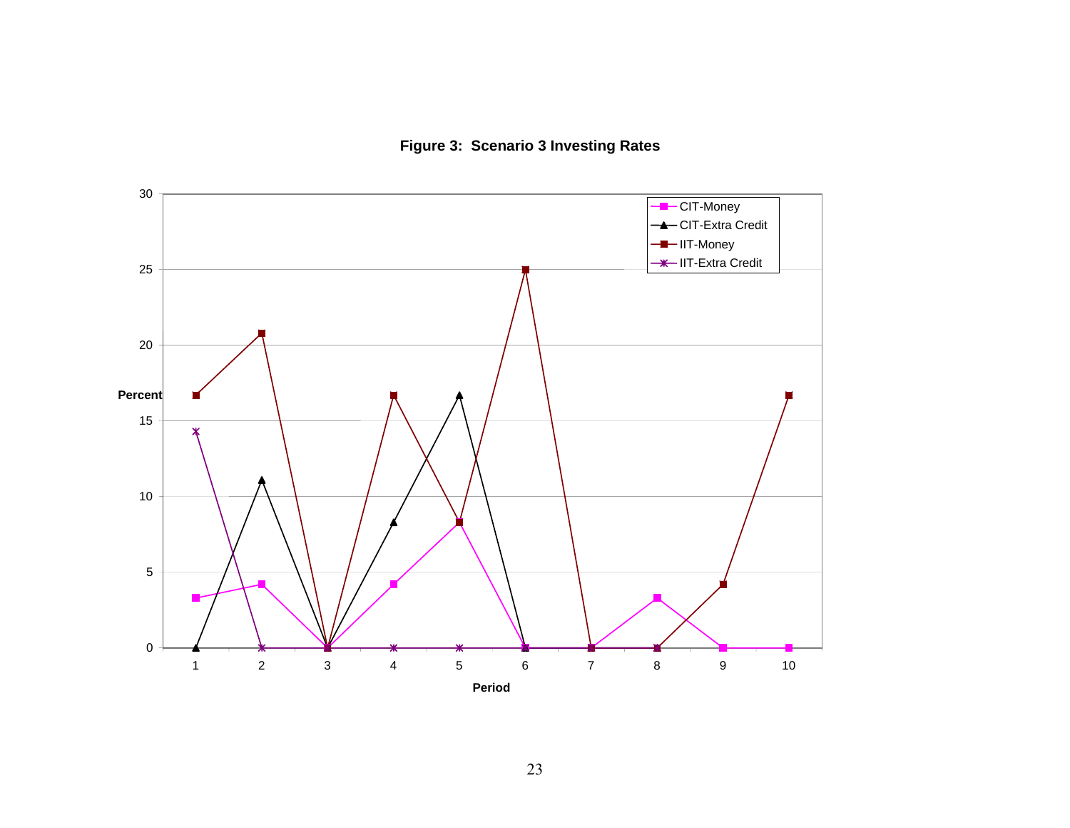**Figure 3: Scenario 3 Investing Rates**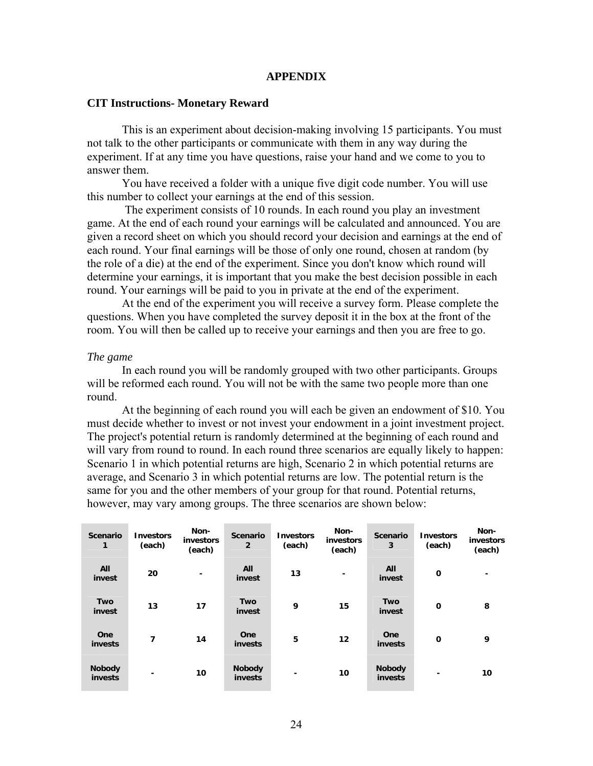## APPENDIX

### CIT Instructions- Monetary Reward

This is an experiment about decision-making involving 15 participants. You must not talk to the other participants or communicate with them in any way during the experiment. If at any time you have questions, raise your hand and we come to you to answer them.

You have received a folder with a unique five digit code number. You will use this number to collect your earnings at the end of this session.

The experiment consists of 10 rounds. In each round you play an investment game. At the end of each round your earnings will be calculated and announced. You are given a record sheet on which you should record your decision and earnings at the end of each round. Your final earnings will be those of only one round, chosen at random (by the role of a die) at the end of the experiment. Since you don't know which round will determine your earnings, it is important that you make the best decision possible in each round. Your earnings will be paid to you in private at the end of the experiment.

At the end of the experiment you will receive a survey form. Please complete the questions. When you have completed the survey deposit it in the box at the front of the room. You will then be called up to receive your earnings and then you are free to go.

*The game*

In each round you will be randomly grouped with two other participants. Groups will be reformed each round. You will not be with the same two people more than one round.

At the beginning of each round you will each be given an endowment of $10. You must decide whether to invest or not invest your endowment in a joint investment project. The project's potential return is randomly determined at the beginning of each round and will vary from round to round. In each round three scenarios are equally likely to happen: Scenario 1 in which potential returns are high, Scenario 2 in which potential returns are average, and Scenario 3 in which potential returns are low. The potential return is the same for you and the other members of your group for that round. Potential returns, however, may vary among groups. The three scenarios are shown below:

| Scenario 1 | Investors (each) | Non-investors (each) | Scenario 2 | Investors (each) | Non-investors (each) | Scenario 3 | Investors (each) | Non-investors (each) |
|---|---|---|---|---|---|---|---|---|
| All invest | 20 | - | All invest | 13 | - | All invest | 0 | - |
| Two invest | 13 | 17 | Two invest | 9 | 15 | Two invest | 0 | 8 |
| One invests | 7 | 14 | One invests | 5 | 12 | One invests | 0 | 9 |
| Nobody invests | - | 10 | Nobody invests | - | 10 | Nobody invests | - | 10 |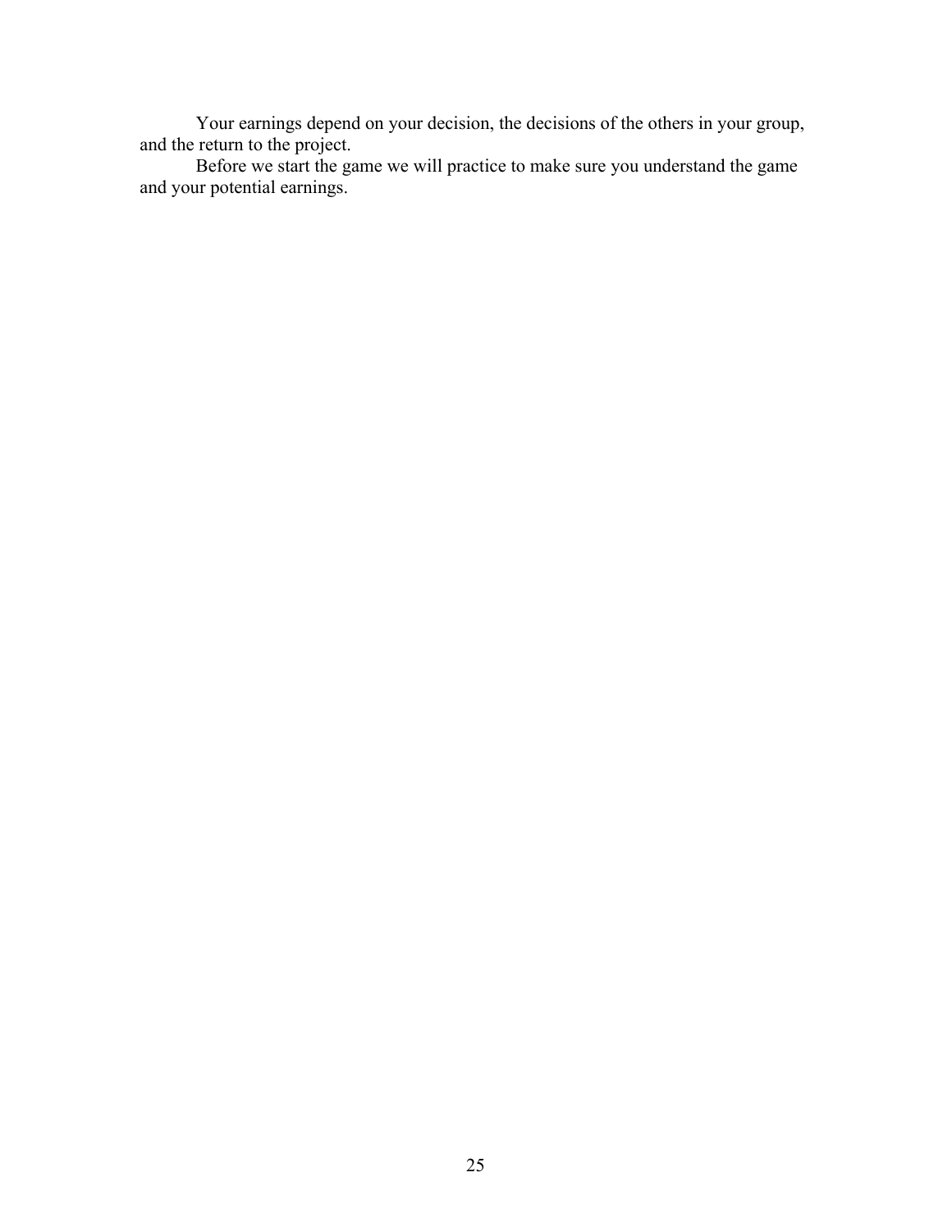Your earnings depend on your decision, the decisions of the others in your group, and the return to the project.

Before we start the game we will practice to make sure you understand the game and your potential earnings.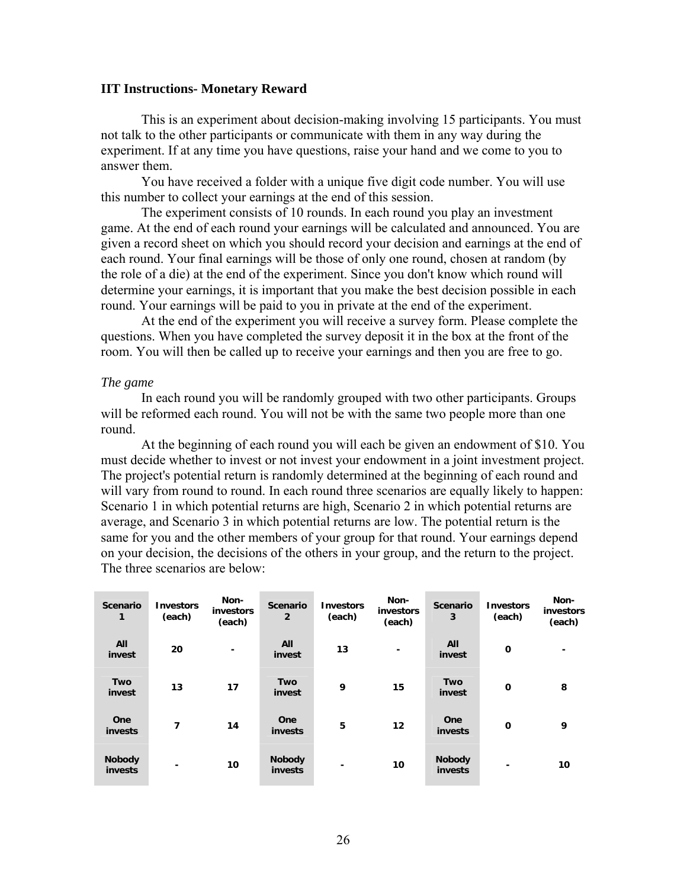**IIT Instructions- Monetary Reward**

This is an experiment about decision-making involving 15 participants. You must not talk to the other participants or communicate with them in any way during the experiment. If at any time you have questions, raise your hand and we come to you to answer them.

You have received a folder with a unique five digit code number. You will use this number to collect your earnings at the end of this session.

The experiment consists of 10 rounds. In each round you play an investment game. At the end of each round your earnings will be calculated and announced. You are given a record sheet on which you should record your decision and earnings at the end of each round. Your final earnings will be those of only one round, chosen at random (by the role of a die) at the end of the experiment. Since you don't know which round will determine your earnings, it is important that you make the best decision possible in each round. Your earnings will be paid to you in private at the end of the experiment.

At the end of the experiment you will receive a survey form. Please complete the questions. When you have completed the survey deposit it in the box at the front of the room. You will then be called up to receive your earnings and then you are free to go.

*The game*

In each round you will be randomly grouped with two other participants. Groups will be reformed each round. You will not be with the same two people more than one round.

At the beginning of each round you will each be given an endowment of $10. You must decide whether to invest or not invest your endowment in a joint investment project. The project's potential return is randomly determined at the beginning of each round and will vary from round to round. In each round three scenarios are equally likely to happen: Scenario 1 in which potential returns are high, Scenario 2 in which potential returns are average, and Scenario 3 in which potential returns are low. The potential return is the same for you and the other members of your group for that round. Your earnings depend on your decision, the decisions of the others in your group, and the return to the project. The three scenarios are below:

| Scenario 1 | Investors (each) | Non-investors (each) | Scenario 2 | Investors (each) | Non-investors (each) | Scenario 3 | Investors (each) | Non-investors (each) |
|---|---|---|---|---|---|---|---|---|
| All invest | 20 | - | All invest | 13 | - | All invest | 0 | - |
| Two invest | 13 | 17 | Two invest | 9 | 15 | Two invest | 0 | 8 |
| One invests | 7 | 14 | One invests | 5 | 12 | One invests | 0 | 9 |
| Nobody invests | - | 10 | Nobody invests | - | 10 | Nobody invests | - | 10 |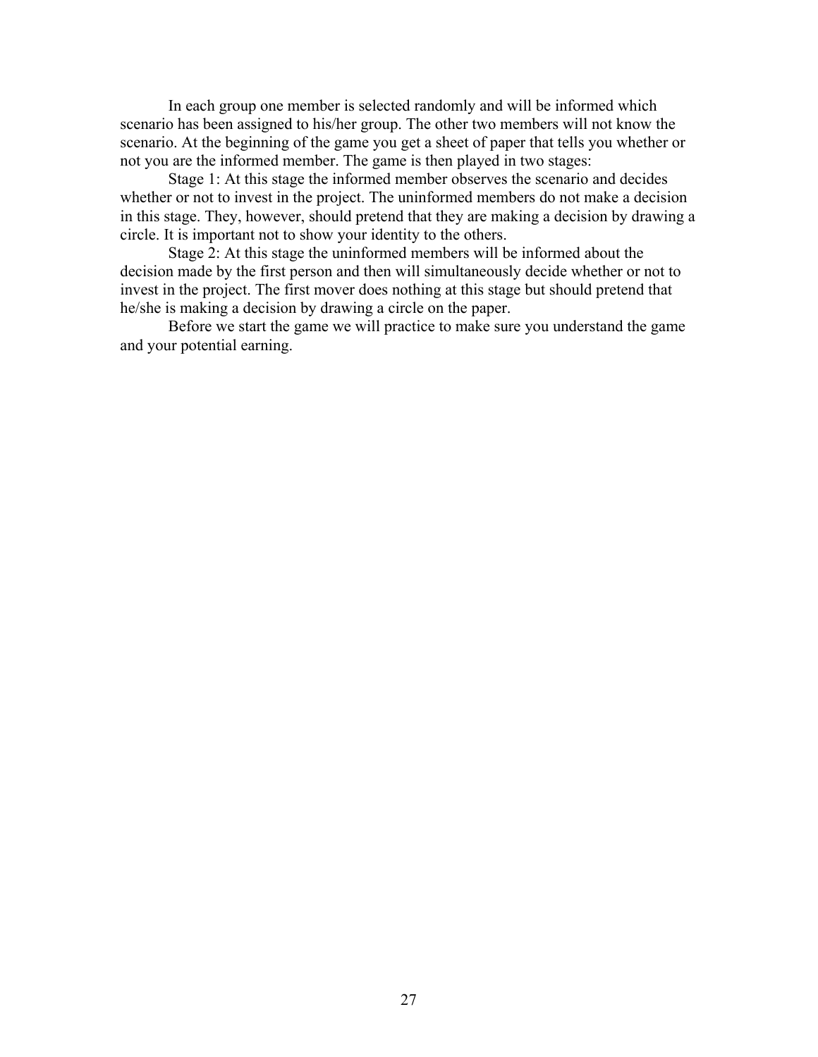In each group one member is selected randomly and will be informed which scenario has been assigned to his/her group. The other two members will not know the scenario. At the beginning of the game you get a sheet of paper that tells you whether or not you are the informed member. The game is then played in two stages:

Stage 1: At this stage the informed member observes the scenario and decides whether or not to invest in the project. The uninformed members do not make a decision in this stage. They, however, should pretend that they are making a decision by drawing a circle. It is important not to show your identity to the others.

Stage 2: At this stage the uninformed members will be informed about the decision made by the first person and then will simultaneously decide whether or not to invest in the project. The first mover does nothing at this stage but should pretend that he/she is making a decision by drawing a circle on the paper.

Before we start the game we will practice to make sure you understand the game and your potential earning.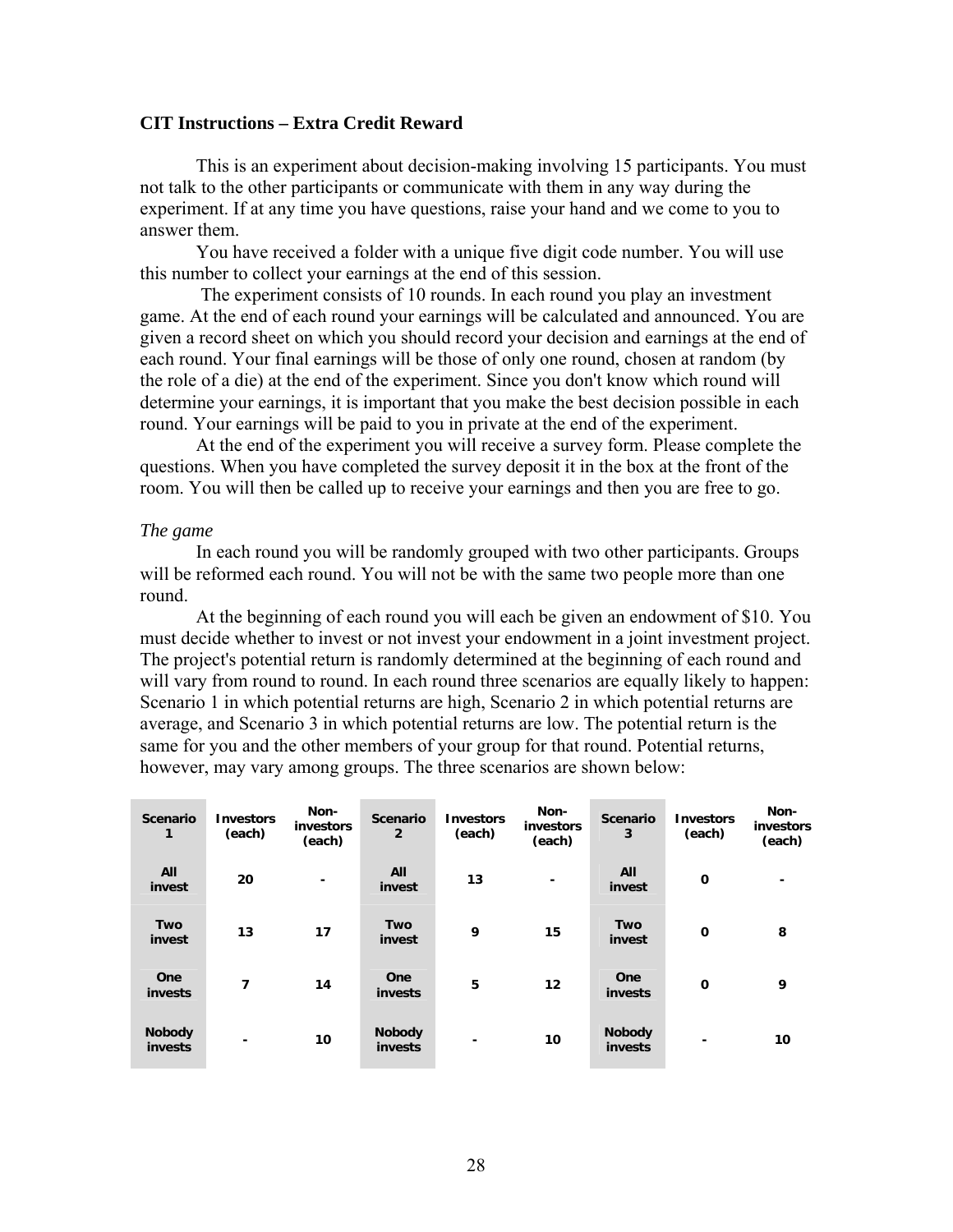**CIT Instructions – Extra Credit Reward**

This is an experiment about decision-making involving 15 participants. You must not talk to the other participants or communicate with them in any way during the experiment. If at any time you have questions, raise your hand and we come to you to answer them.

You have received a folder with a unique five digit code number. You will use this number to collect your earnings at the end of this session.

The experiment consists of 10 rounds. In each round you play an investment game. At the end of each round your earnings will be calculated and announced. You are given a record sheet on which you should record your decision and earnings at the end of each round. Your final earnings will be those of only one round, chosen at random (by the role of a die) at the end of the experiment. Since you don't know which round will determine your earnings, it is important that you make the best decision possible in each round. Your earnings will be paid to you in private at the end of the experiment.

At the end of the experiment you will receive a survey form. Please complete the questions. When you have completed the survey deposit it in the box at the front of the room. You will then be called up to receive your earnings and then you are free to go.

*The game*

In each round you will be randomly grouped with two other participants. Groups will be reformed each round. You will not be with the same two people more than one round.

At the beginning of each round you will each be given an endowment of $10. You must decide whether to invest or not invest your endowment in a joint investment project. The project's potential return is randomly determined at the beginning of each round and will vary from round to round. In each round three scenarios are equally likely to happen: Scenario 1 in which potential returns are high, Scenario 2 in which potential returns are average, and Scenario 3 in which potential returns are low. The potential return is the same for you and the other members of your group for that round. Potential returns, however, may vary among groups. The three scenarios are shown below:

| Scenario 1 | Investors (each) | Non-investors (each) | Scenario 2 | Investors (each) | Non-investors (each) | Scenario 3 | Investors (each) | Non-investors (each) |
|---|---|---|---|---|---|---|---|---|
| All invest | 20 | - | All invest | 13 | - | All invest | 0 | - |
| Two invest | 13 | 17 | Two invest | 9 | 15 | Two invest | 0 | 8 |
| One invests | 7 | 14 | One invests | 5 | 12 | One invests | 0 | 9 |
| Nobody invests | - | 10 | Nobody invests | - | 10 | Nobody invests | - | 10 |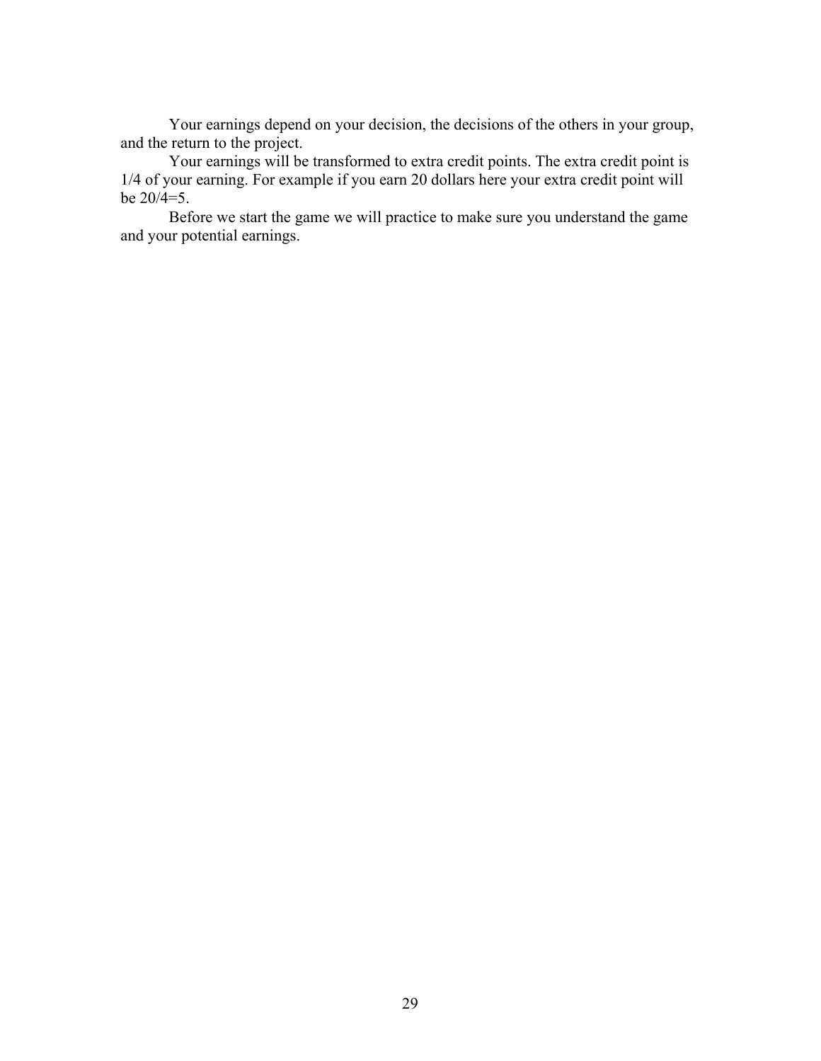Your earnings depend on your decision, the decisions of the others in your group, and the return to the project.

Your earnings will be transformed to extra credit points. The extra credit point is 1/4 of your earning. For example if you earn 20 dollars here your extra credit point will be 20/4=5.

Before we start the game we will practice to make sure you understand the game and your potential earnings.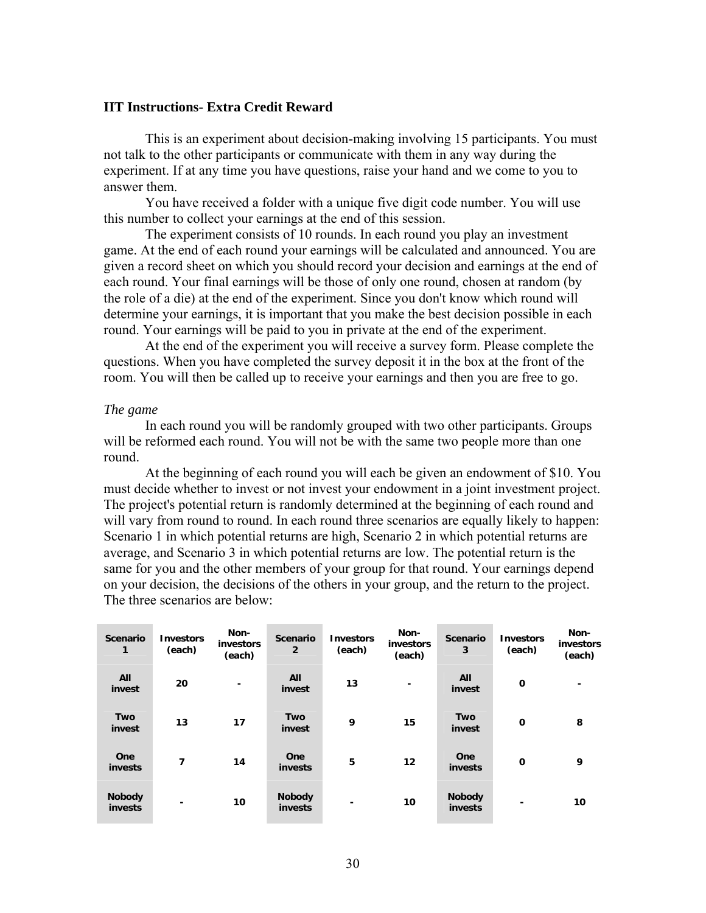**IIT Instructions- Extra Credit Reward**

This is an experiment about decision-making involving 15 participants. You must not talk to the other participants or communicate with them in any way during the experiment. If at any time you have questions, raise your hand and we come to you to answer them.

You have received a folder with a unique five digit code number. You will use this number to collect your earnings at the end of this session.

The experiment consists of 10 rounds. In each round you play an investment game. At the end of each round your earnings will be calculated and announced. You are given a record sheet on which you should record your decision and earnings at the end of each round. Your final earnings will be those of only one round, chosen at random (by the role of a die) at the end of the experiment. Since you don't know which round will determine your earnings, it is important that you make the best decision possible in each round. Your earnings will be paid to you in private at the end of the experiment.

At the end of the experiment you will receive a survey form. Please complete the questions. When you have completed the survey deposit it in the box at the front of the room. You will then be called up to receive your earnings and then you are free to go.

*The game*

In each round you will be randomly grouped with two other participants. Groups will be reformed each round. You will not be with the same two people more than one round.

At the beginning of each round you will each be given an endowment of $10. You must decide whether to invest or not invest your endowment in a joint investment project. The project's potential return is randomly determined at the beginning of each round and will vary from round to round. In each round three scenarios are equally likely to happen: Scenario 1 in which potential returns are high, Scenario 2 in which potential returns are average, and Scenario 3 in which potential returns are low. The potential return is the same for you and the other members of your group for that round. Your earnings depend on your decision, the decisions of the others in your group, and the return to the project. The three scenarios are below:

| Scenario 1 | Investors (each) | Non-investors (each) | Scenario 2 | Investors (each) | Non-investors (each) | Scenario 3 | Investors (each) | Non-investors (each) |
|---|---|---|---|---|---|---|---|---|
| All invest | 20 | - | All invest | 13 | - | All invest | 0 | - |
| Two invest | 13 | 17 | Two invest | 9 | 15 | Two invest | 0 | 8 |
| One invests | 7 | 14 | One invests | 5 | 12 | One invests | 0 | 9 |
| Nobody invests | - | 10 | Nobody invests | - | 10 | Nobody invests | - | 10 |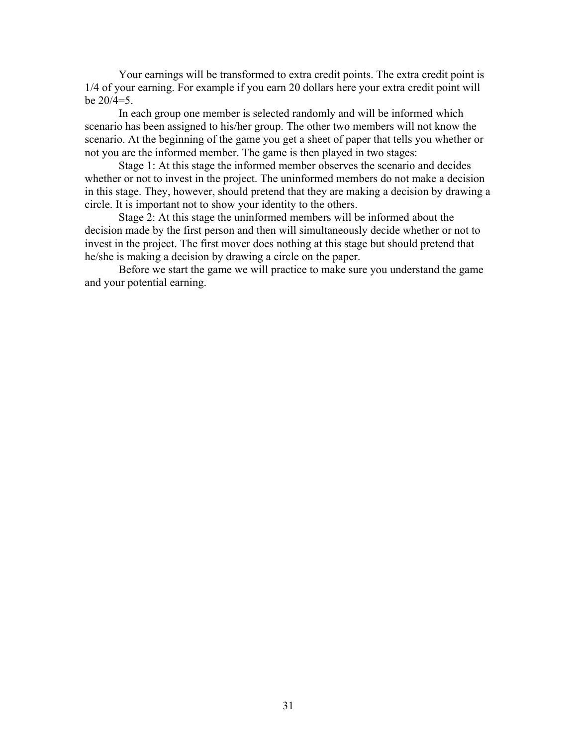Your earnings will be transformed to extra credit points. The extra credit point is 1/4 of your earning. For example if you earn 20 dollars here your extra credit point will be 20/4=5.

In each group one member is selected randomly and will be informed which scenario has been assigned to his/her group. The other two members will not know the scenario. At the beginning of the game you get a sheet of paper that tells you whether or not you are the informed member. The game is then played in two stages:

Stage 1: At this stage the informed member observes the scenario and decides whether or not to invest in the project. The uninformed members do not make a decision in this stage. They, however, should pretend that they are making a decision by drawing a circle. It is important not to show your identity to the others.

Stage 2: At this stage the uninformed members will be informed about the decision made by the first person and then will simultaneously decide whether or not to invest in the project. The first mover does nothing at this stage but should pretend that he/she is making a decision by drawing a circle on the paper.

Before we start the game we will practice to make sure you understand the game and your potential earning.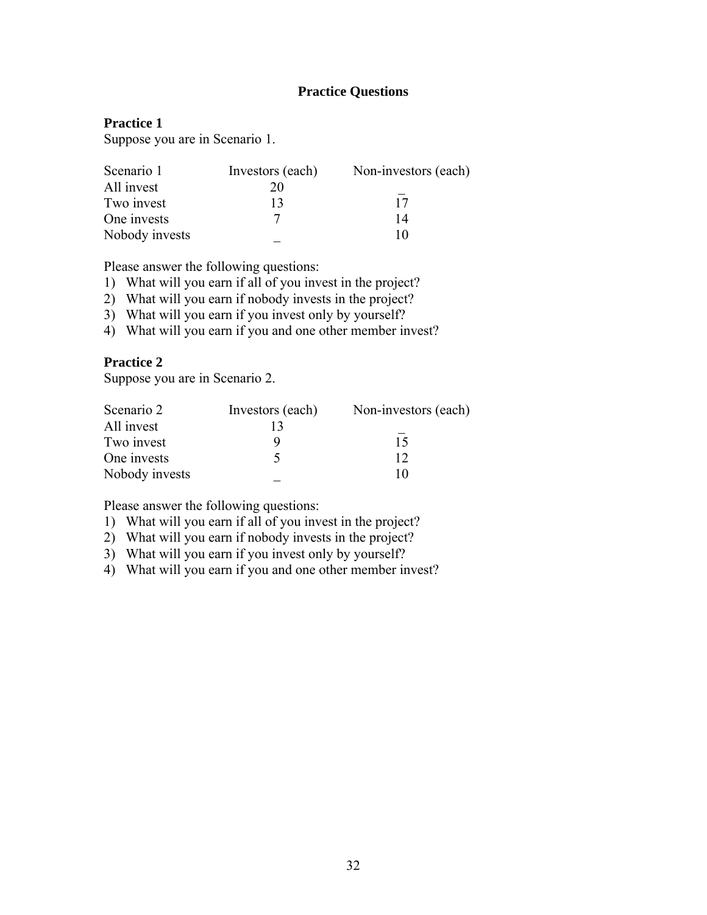## Practice Questions

### Practice 1

Suppose you are in Scenario 1.

| Scenario 1 | Investors (each) | Non-investors (each) |
|---|---|---|
| All invest | 20 | _ |
| Two invest | 13 | 17 |
| One invests | 7 | 14 |
| Nobody invests | _ | 10 |

Please answer the following questions:

1) What will you earn if all of you invest in the project?
2) What will you earn if nobody invests in the project?
3) What will you earn if you invest only by yourself?
4) What will you earn if you and one other member invest?

### Practice 2

Suppose you are in Scenario 2.

| Scenario 2 | Investors (each) | Non-investors (each) |
|---|---|---|
| All invest | 13 | _ |
| Two invest | 9 | 15 |
| One invests | 5 | 12 |
| Nobody invests | _ | 10 |

Please answer the following questions:

1) What will you earn if all of you invest in the project?
2) What will you earn if nobody invests in the project?
3) What will you earn if you invest only by yourself?
4) What will you earn if you and one other member invest?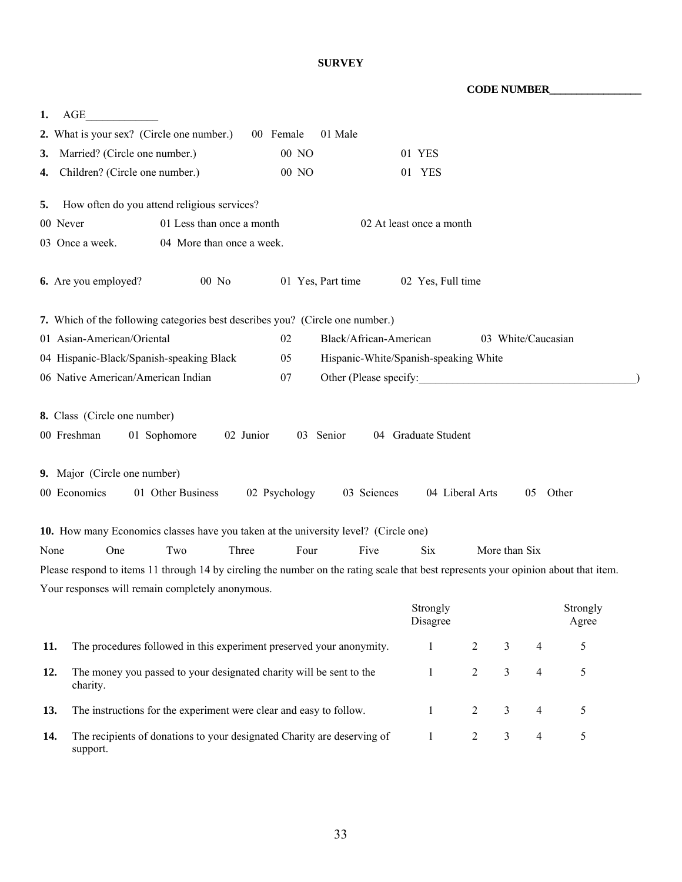**SURVEY**

**CODE NUMBER_________________**

**1.** AGE_____________

**2.** What is your sex? (Circle one number.) 00 Female 01 Male

**3.** Married? (Circle one number.) 00 NO 01 YES

**4.** Children? (Circle one number.) 00 NO 01 YES

**5.** How often do you attend religious services?

00 Never 01 Less than once a month 02 At least once a month

03 Once a week. 04 More than once a week.

**6.** Are you employed? 00 No 01 Yes, Part time 02 Yes, Full time

**7.** Which of the following categories best describes you? (Circle one number.)

01 Asian-American/Oriental 02 Black/African-American 03 White/Caucasian

04 Hispanic-Black/Spanish-speaking Black 05 Hispanic-White/Spanish-speaking White

06 Native American/American Indian 07 Other (Please specify:______________________________________)

**8.** Class (Circle one number)

00 Freshman 01 Sophomore 02 Junior 03 Senior 04 Graduate Student

**9.** Major (Circle one number)

00 Economics 01 Other Business 02 Psychology 03 Sciences 04 Liberal Arts 05 Other

**10.** How many Economics classes have you taken at the university level? (Circle one)

None One Two Three Four Five Six More than Six

Please respond to items 11 through 14 by circling the number on the rating scale that best represents your opinion about that item. Your responses will remain completely anonymous.

| | | Strongly Disagree | | | | Strongly Agree |
|---|---|---|---|---|---|---|
| **11.** | The procedures followed in this experiment preserved your anonymity. | 1 | 2 | 3 | 4 | 5 |
| **12.** | The money you passed to your designated charity will be sent to the charity. | 1 | 2 | 3 | 4 | 5 |
| **13.** | The instructions for the experiment were clear and easy to follow. | 1 | 2 | 3 | 4 | 5 |
| **14.** | The recipients of donations to your designated Charity are deserving of support. | 1 | 2 | 3 | 4 | 5 |